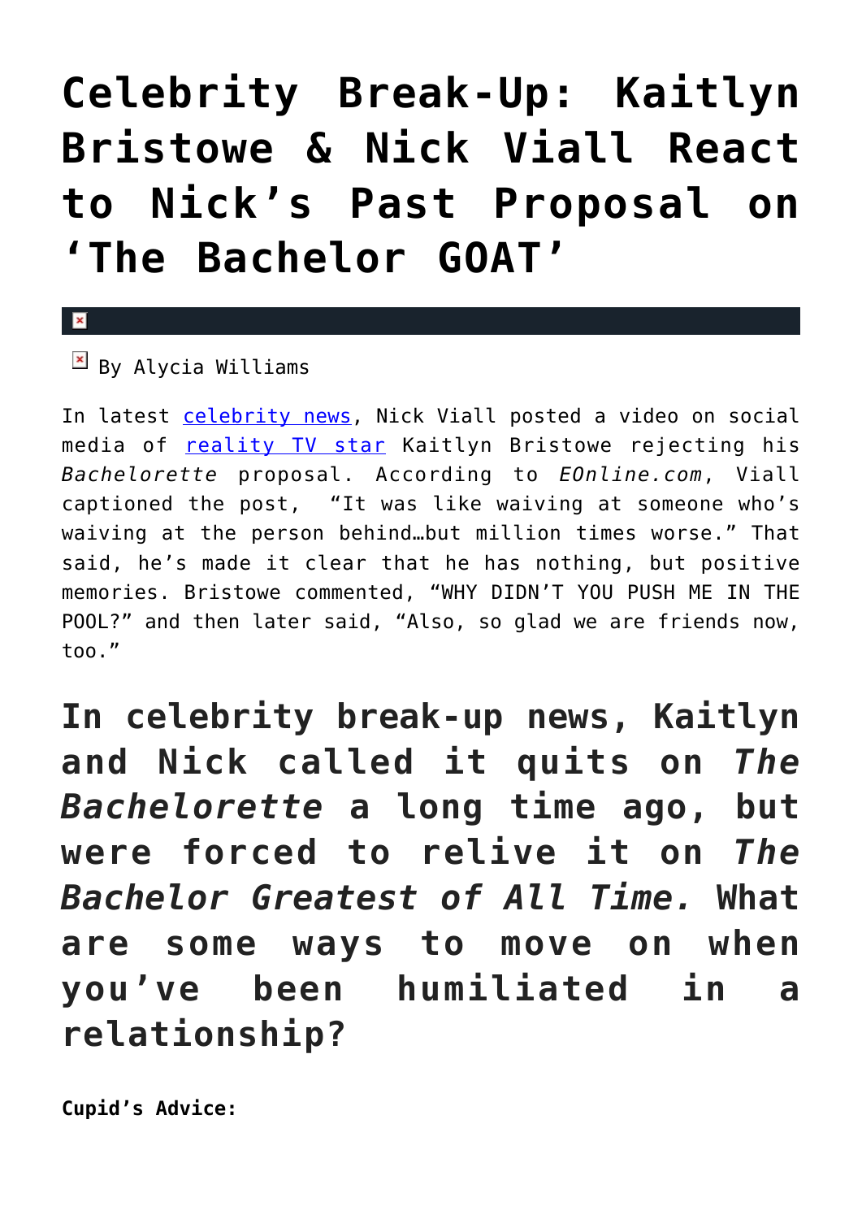# Celebrity Break-Up: Kaitlyn Bristowe & Nick Viall React to Nick's Past Proposal on 'The Bachelor GOAT'

By Alycia Williams

In latest celebrity news, Nick Viall posted a video on social media of reality TV star Kaitlyn Bristowe rejecting his *Bachelorette* proposal. According to *EOnline.com*, Viall captioned the post, "It was like waiving at someone who's waiving at the person behind…but million times worse." That said, he's made it clear that he has nothing, but positive memories. Bristowe commented, "WHY DIDN'T YOU PUSH ME IN THE POOL?" and then later said, "Also, so glad we are friends now, too."

## In celebrity break-up news, Kaitlyn and Nick called it quits on *The Bachelorette* a long time ago, but were forced to relive it on *The Bachelor Greatest of All Time.* What are some ways to move on when you've been humiliated in a relationship?

**Cupid's Advice:**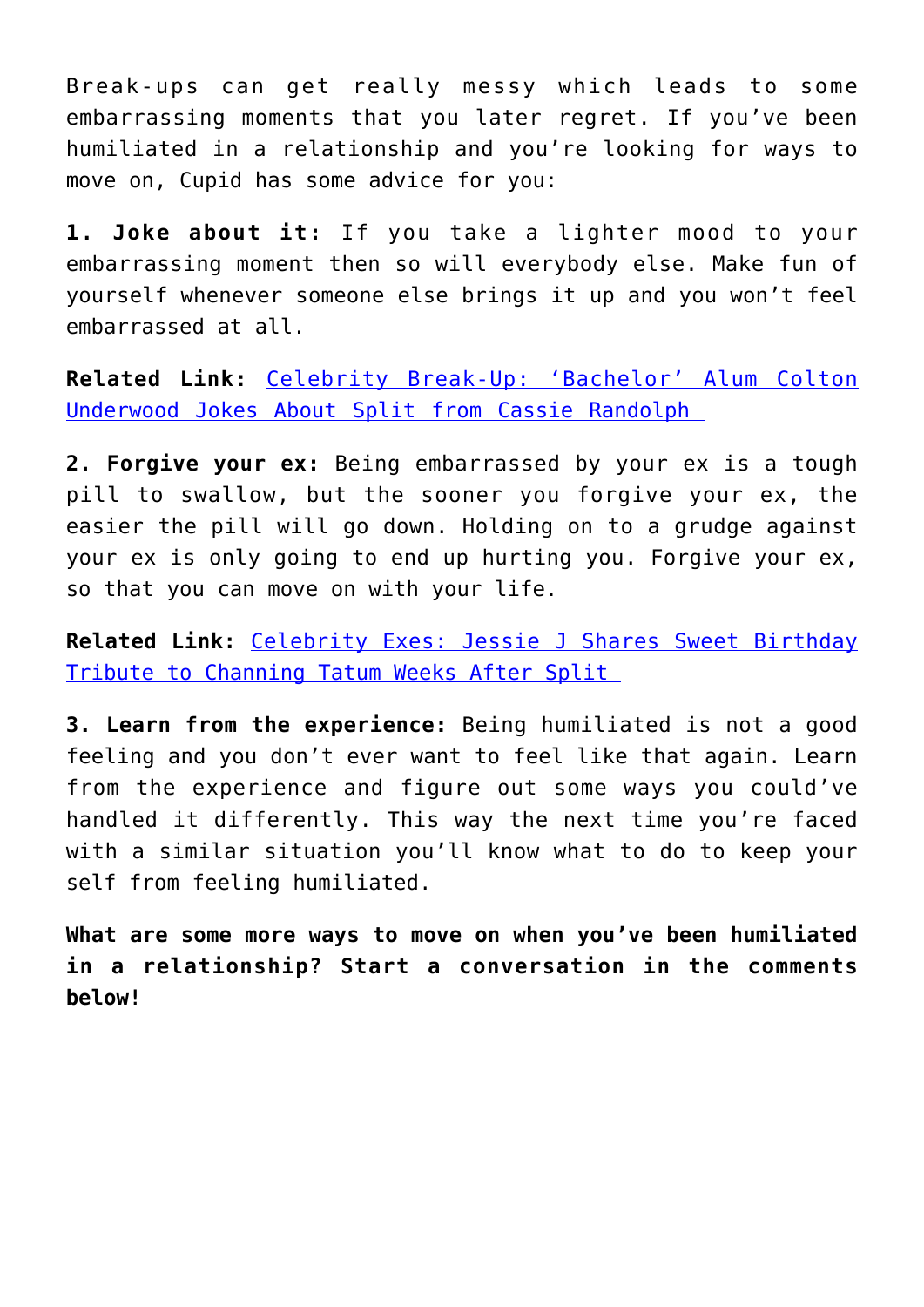Break-ups can get really messy which leads to some embarrassing moments that you later regret. If you've been humiliated in a relationship and you're looking for ways to move on, Cupid has some advice for you:

**1. Joke about it:** If you take a lighter mood to your embarrassing moment then so will everybody else. Make fun of yourself whenever someone else brings it up and you won't feel embarrassed at all.

**Related Link:** Celebrity Break-Up: 'Bachelor' Alum Colton Underwood Jokes About Split from Cassie Randolph

**2. Forgive your ex:** Being embarrassed by your ex is a tough pill to swallow, but the sooner you forgive your ex, the easier the pill will go down. Holding on to a grudge against your ex is only going to end up hurting you. Forgive your ex, so that you can move on with your life.

**Related Link:** Celebrity Exes: Jessie J Shares Sweet Birthday Tribute to Channing Tatum Weeks After Split

**3. Learn from the experience:** Being humiliated is not a good feeling and you don't ever want to feel like that again. Learn from the experience and figure out some ways you could've handled it differently. This way the next time you're faced with a similar situation you'll know what to do to keep your self from feeling humiliated.

**What are some more ways to move on when you've been humiliated in a relationship? Start a conversation in the comments below!**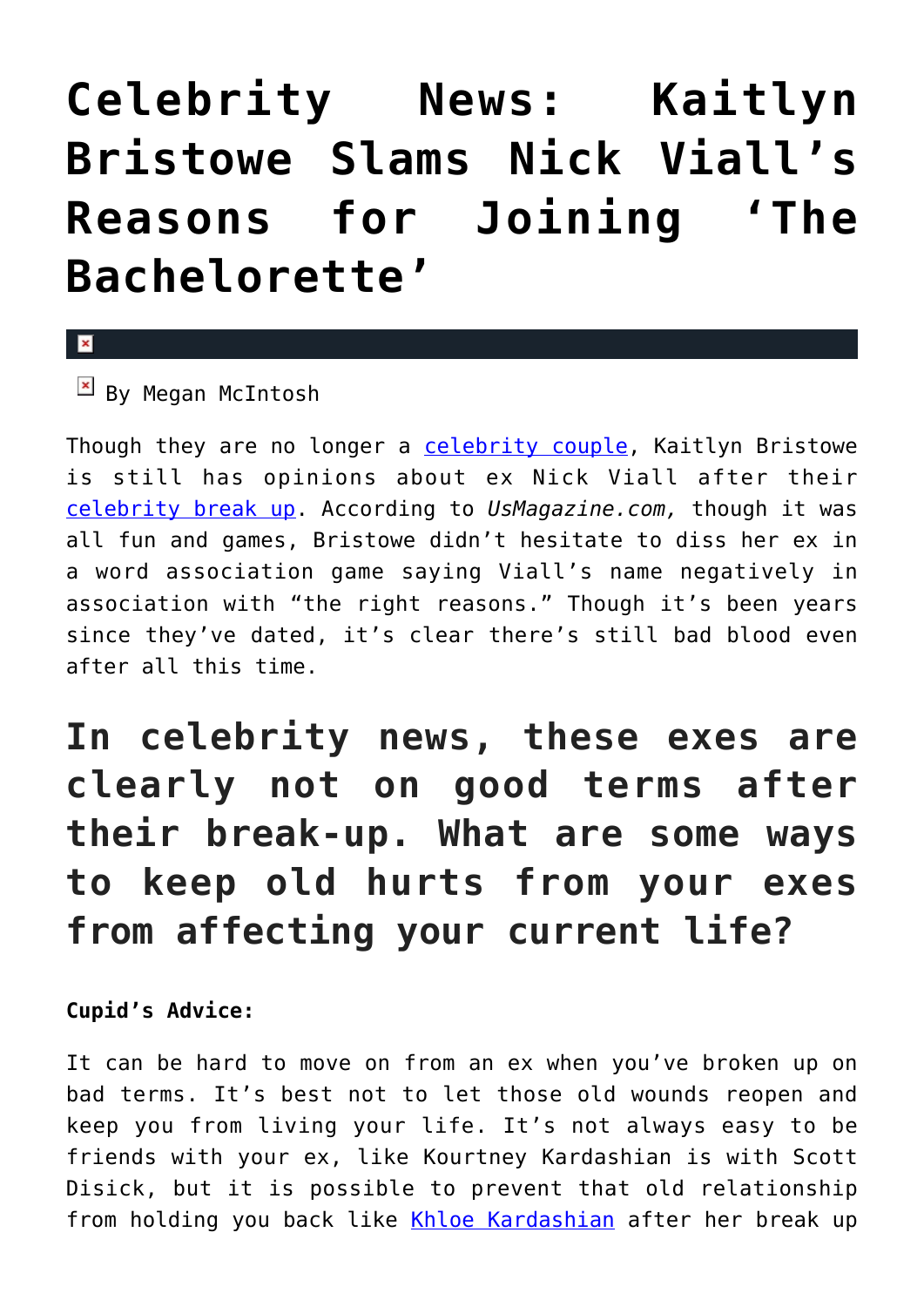# Celebrity News: Kaitlyn Bristowe Slams Nick Viall's Reasons for Joining 'The Bachelorette'

By Megan McIntosh

Though they are no longer a celebrity couple, Kaitlyn Bristowe is still has opinions about ex Nick Viall after their celebrity break up. According to *UsMagazine.com,* though it was all fun and games, Bristowe didn't hesitate to diss her ex in a word association game saying Viall's name negatively in association with "the right reasons." Though it's been years since they've dated, it's clear there's still bad blood even after all this time.

## In celebrity news, these exes are clearly not on good terms after their break-up. What are some ways to keep old hurts from your exes from affecting your current life?

**Cupid's Advice:**

It can be hard to move on from an ex when you've broken up on bad terms. It's best not to let those old wounds reopen and keep you from living your life. It's not always easy to be friends with your ex, like Kourtney Kardashian is with Scott Disick, but it is possible to prevent that old relationship from holding you back like Khloe Kardashian after her break up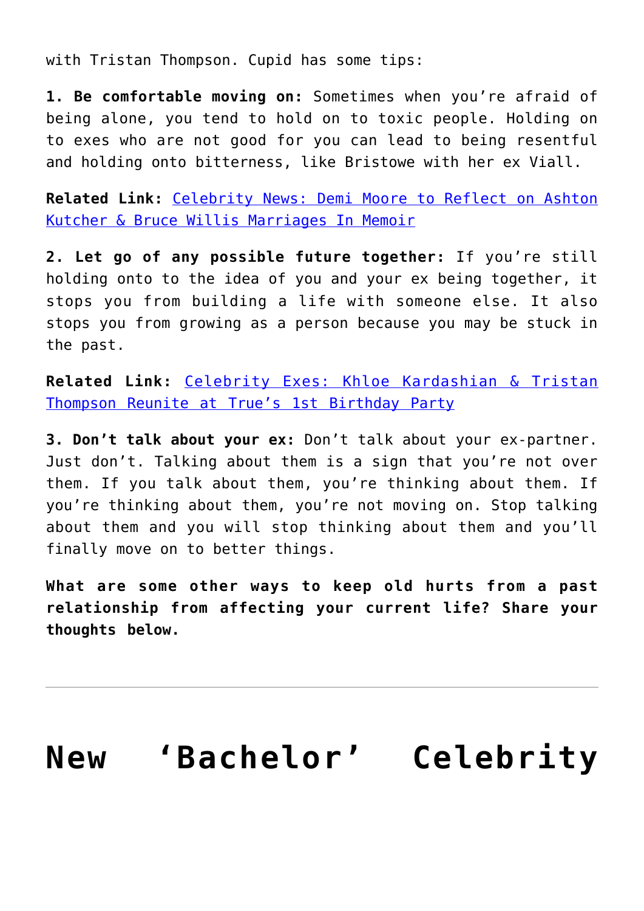with Tristan Thompson. Cupid has some tips:

**1. Be comfortable moving on:** Sometimes when you're afraid of being alone, you tend to hold on to toxic people. Holding on to exes who are not good for you can lead to being resentful and holding onto bitterness, like Bristowe with her ex Viall.

**Related Link:** Celebrity News: Demi Moore to Reflect on Ashton Kutcher & Bruce Willis Marriages In Memoir

**2. Let go of any possible future together:** If you're still holding onto to the idea of you and your ex being together, it stops you from building a life with someone else. It also stops you from growing as a person because you may be stuck in the past.

**Related Link:** Celebrity Exes: Khloe Kardashian & Tristan Thompson Reunite at True's 1st Birthday Party

**3. Don't talk about your ex:** Don't talk about your ex-partner. Just don't. Talking about them is a sign that you're not over them. If you talk about them, you're thinking about them. If you're thinking about them, you're not moving on. Stop talking about them and you will stop thinking about them and you'll finally move on to better things.

**What are some other ways to keep old hurts from a past relationship from affecting your current life? Share your thoughts below.**

---

# New 'Bachelor' Celebrity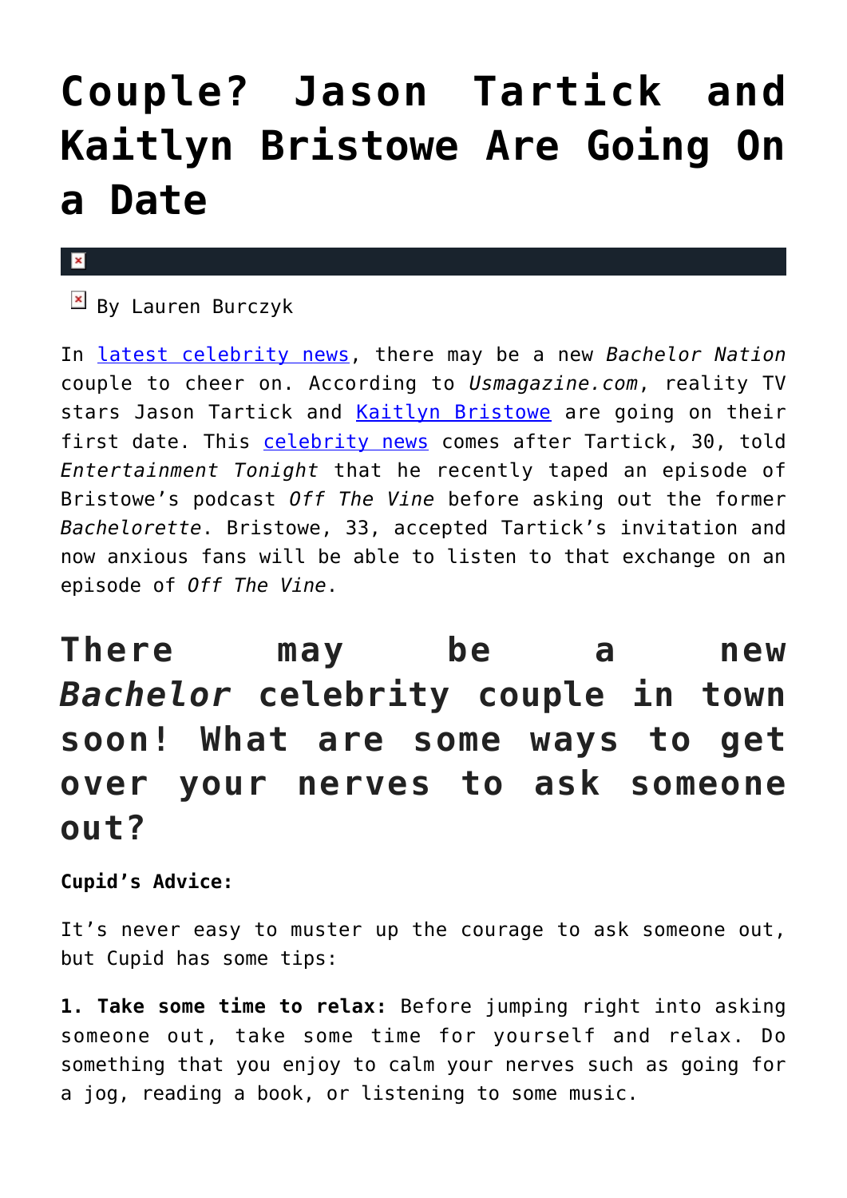# Couple? Jason Tartick and Kaitlyn Bristowe Are Going On a Date

By Lauren Burczyk

In latest celebrity news, there may be a new *Bachelor Nation* couple to cheer on. According to *Usmagazine.com*, reality TV stars Jason Tartick and Kaitlyn Bristowe are going on their first date. This celebrity news comes after Tartick, 30, told *Entertainment Tonight* that he recently taped an episode of Bristowe's podcast *Off The Vine* before asking out the former *Bachelorette*. Bristowe, 33, accepted Tartick's invitation and now anxious fans will be able to listen to that exchange on an episode of *Off The Vine*.

## There may be a new *Bachelor* celebrity couple in town soon! What are some ways to get over your nerves to ask someone out?

**Cupid's Advice:**

It's never easy to muster up the courage to ask someone out, but Cupid has some tips:

**1. Take some time to relax:** Before jumping right into asking someone out, take some time for yourself and relax. Do something that you enjoy to calm your nerves such as going for a jog, reading a book, or listening to some music.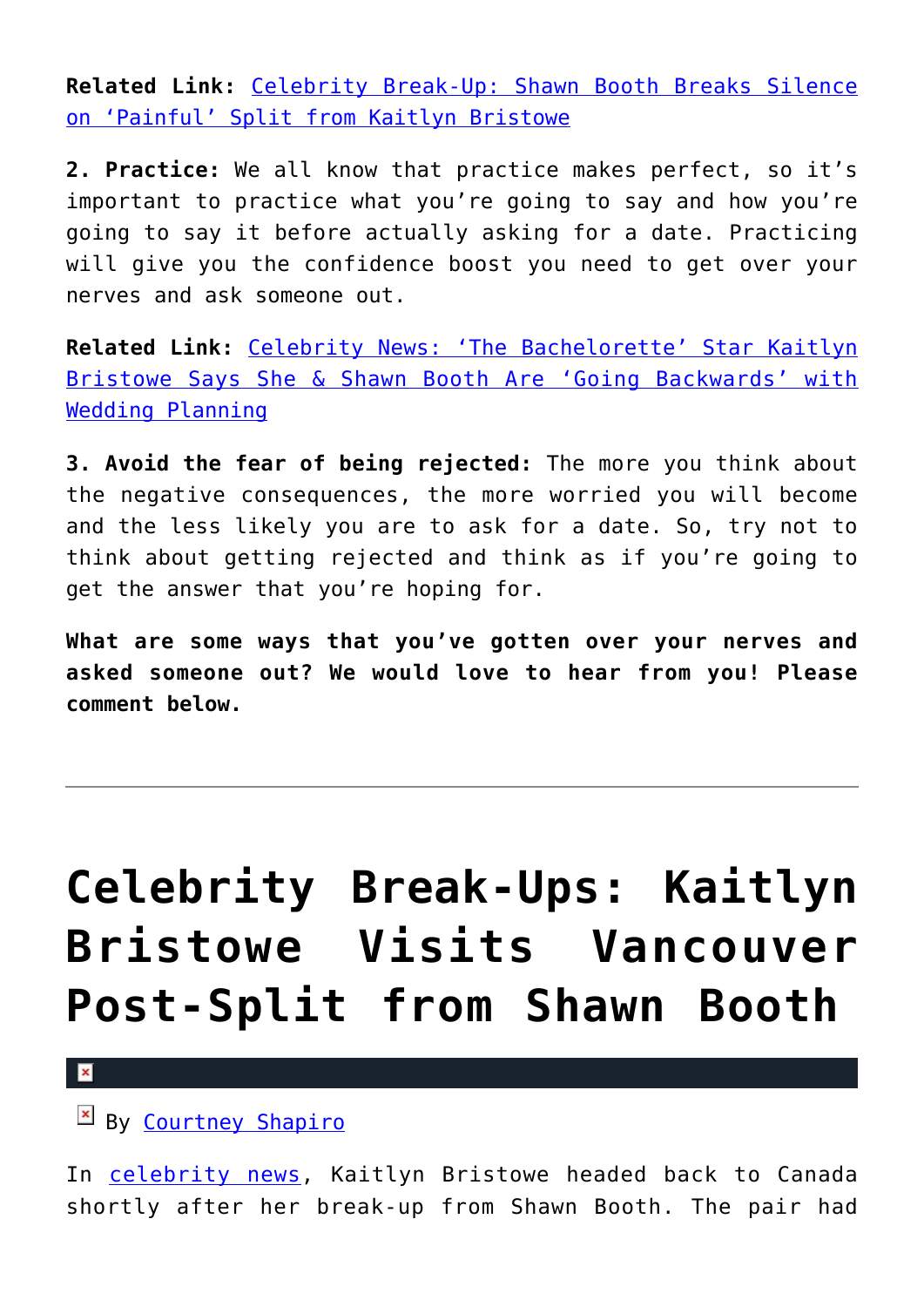**Related Link:** [Celebrity Break-Up: Shawn Booth Breaks Silence on 'Painful' Split from Kaitlyn Bristowe]()

**2. Practice:** We all know that practice makes perfect, so it's important to practice what you're going to say and how you're going to say it before actually asking for a date. Practicing will give you the confidence boost you need to get over your nerves and ask someone out.

**Related Link:** [Celebrity News: 'The Bachelorette' Star Kaitlyn Bristowe Says She & Shawn Booth Are 'Going Backwards' with Wedding Planning]()

**3. Avoid the fear of being rejected:** The more you think about the negative consequences, the more worried you will become and the less likely you are to ask for a date. So, try not to think about getting rejected and think as if you're going to get the answer that you're hoping for.

**What are some ways that you've gotten over your nerves and asked someone out? We would love to hear from you! Please comment below.**

---

# Celebrity Break-Ups: Kaitlyn Bristowe Visits Vancouver Post-Split from Shawn Booth

By [Courtney Shapiro]()

In [celebrity news](), Kaitlyn Bristowe headed back to Canada shortly after her break-up from Shawn Booth. The pair had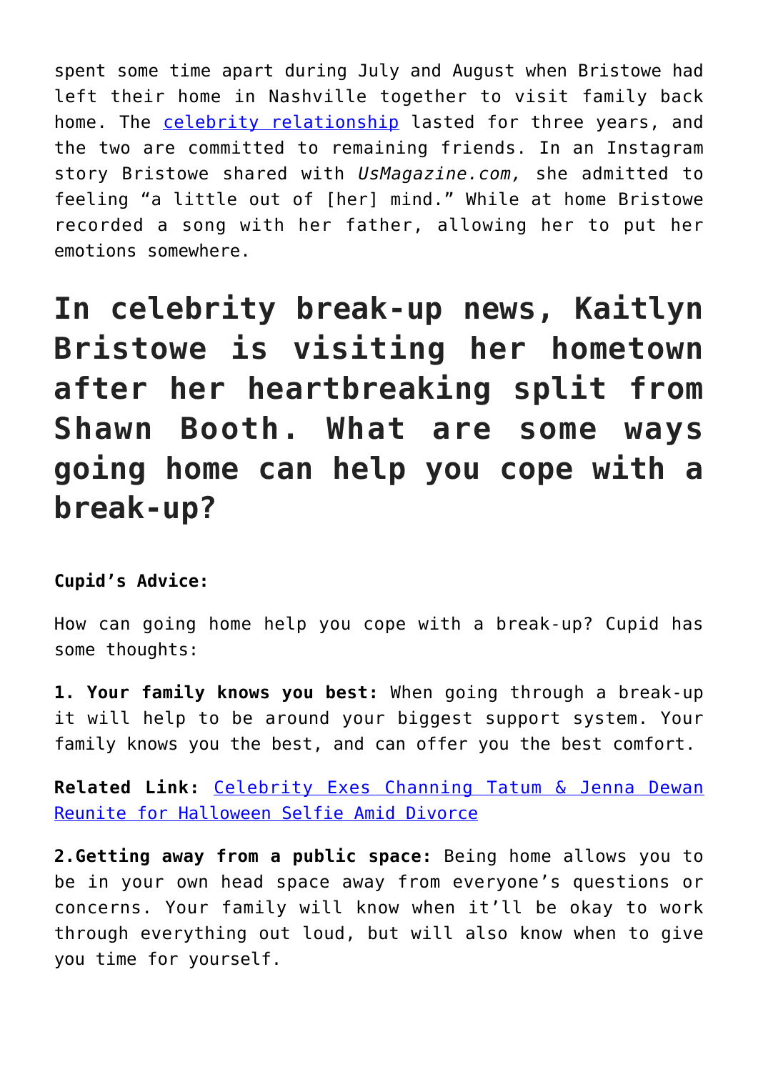spent some time apart during July and August when Bristowe had left their home in Nashville together to visit family back home. The celebrity relationship lasted for three years, and the two are committed to remaining friends. In an Instagram story Bristowe shared with *UsMagazine.com,* she admitted to feeling "a little out of [her] mind." While at home Bristowe recorded a song with her father, allowing her to put her emotions somewhere.

# In celebrity break-up news, Kaitlyn Bristowe is visiting her hometown after her heartbreaking split from Shawn Booth. What are some ways going home can help you cope with a break-up?

**Cupid's Advice:**

How can going home help you cope with a break-up? Cupid has some thoughts:

**1. Your family knows you best:** When going through a break-up it will help to be around your biggest support system. Your family knows you the best, and can offer you the best comfort.

**Related Link:** Celebrity Exes Channing Tatum & Jenna Dewan Reunite for Halloween Selfie Amid Divorce

**2.Getting away from a public space:** Being home allows you to be in your own head space away from everyone's questions or concerns. Your family will know when it'll be okay to work through everything out loud, but will also know when to give you time for yourself.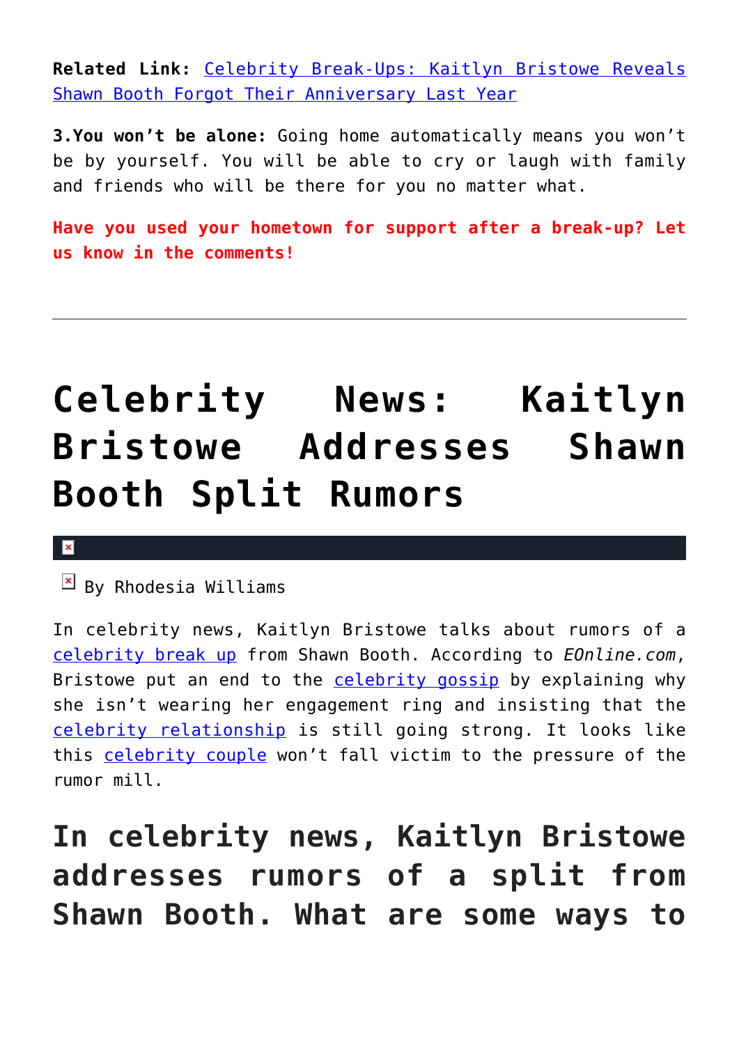**Related Link:** [Celebrity Break-Ups: Kaitlyn Bristowe Reveals Shawn Booth Forgot Their Anniversary Last Year]()

**3.You won't be alone:** Going home automatically means you won't be by yourself. You will be able to cry or laugh with family and friends who will be there for you no matter what.

**Have you used your hometown for support after a break-up? Let us know in the comments!**

---

# Celebrity News: Kaitlyn Bristowe Addresses Shawn Booth Split Rumors

By Rhodesia Williams

In celebrity news, Kaitlyn Bristowe talks about rumors of a [celebrity break up]() from Shawn Booth. According to *EOnline.com*, Bristowe put an end to the [celebrity gossip]() by explaining why she isn't wearing her engagement ring and insisting that the [celebrity relationship]() is still going strong. It looks like this [celebrity couple]() won't fall victim to the pressure of the rumor mill.

## In celebrity news, Kaitlyn Bristowe addresses rumors of a split from Shawn Booth. What are some ways to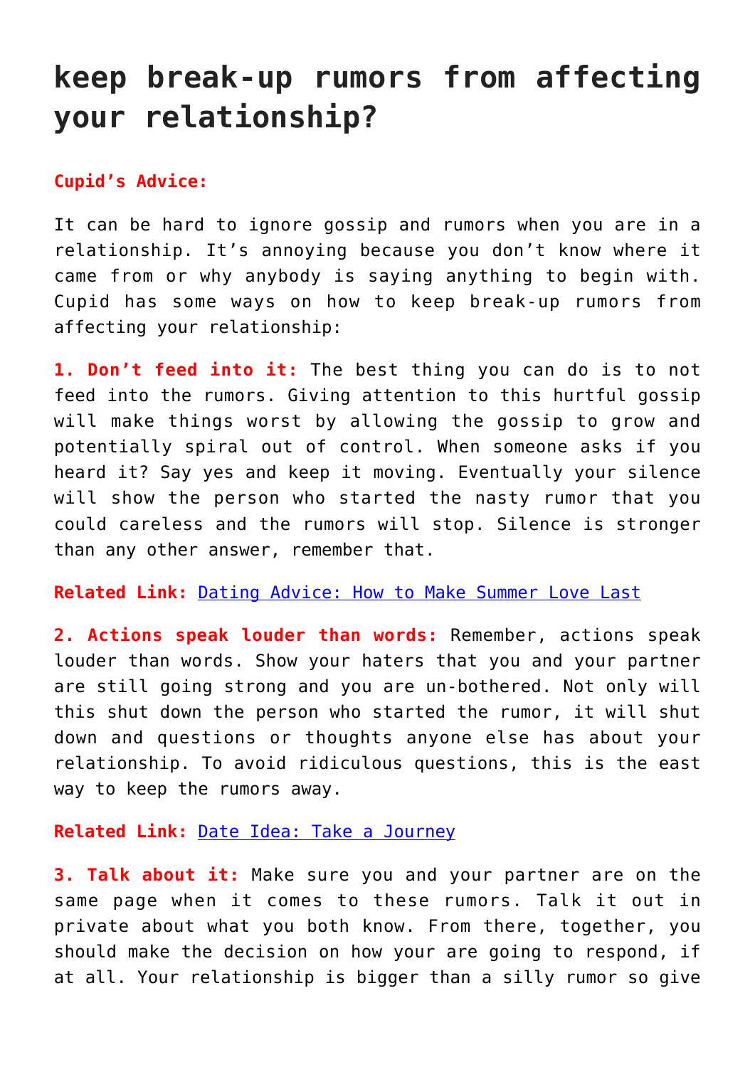# keep break-up rumors from affecting your relationship?

**Cupid's Advice:**

It can be hard to ignore gossip and rumors when you are in a relationship. It's annoying because you don't know where it came from or why anybody is saying anything to begin with. Cupid has some ways on how to keep break-up rumors from affecting your relationship:

**1. Don't feed into it:** The best thing you can do is to not feed into the rumors. Giving attention to this hurtful gossip will make things worst by allowing the gossip to grow and potentially spiral out of control. When someone asks if you heard it? Say yes and keep it moving. Eventually your silence will show the person who started the nasty rumor that you could careless and the rumors will stop. Silence is stronger than any other answer, remember that.

**Related Link:** Dating Advice: How to Make Summer Love Last

**2. Actions speak louder than words:** Remember, actions speak louder than words. Show your haters that you and your partner are still going strong and you are un-bothered. Not only will this shut down the person who started the rumor, it will shut down and questions or thoughts anyone else has about your relationship. To avoid ridiculous questions, this is the east way to keep the rumors away.

**Related Link:** Date Idea: Take a Journey

**3. Talk about it:** Make sure you and your partner are on the same page when it comes to these rumors. Talk it out in private about what you both know. From there, together, you should make the decision on how your are going to respond, if at all. Your relationship is bigger than a silly rumor so give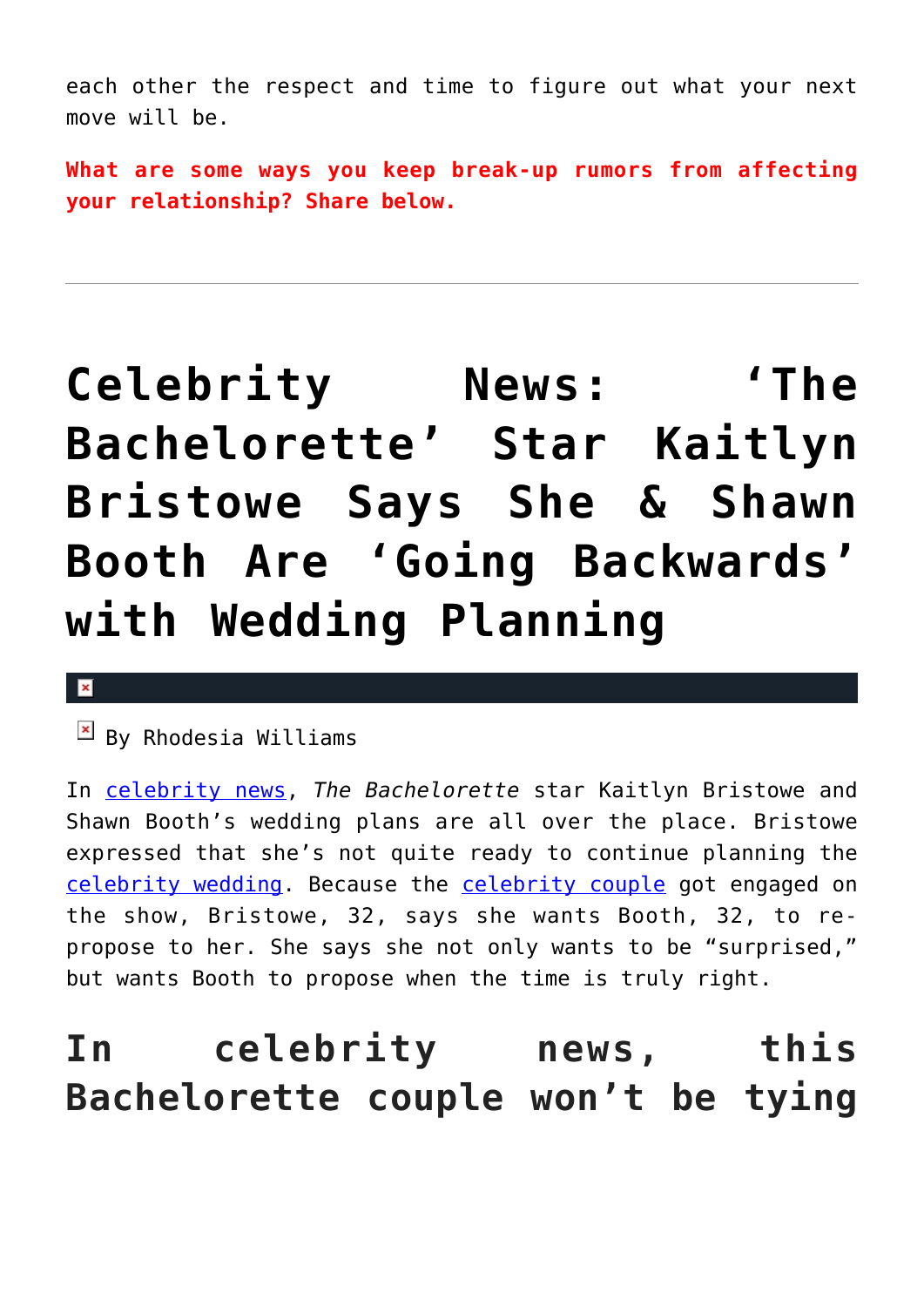each other the respect and time to figure out what your next move will be.

**What are some ways you keep break-up rumors from affecting your relationship? Share below.**

---

# Celebrity News: 'The Bachelorette' Star Kaitlyn Bristowe Says She & Shawn Booth Are 'Going Backwards' with Wedding Planning

By Rhodesia Williams

In celebrity news, *The Bachelorette* star Kaitlyn Bristowe and Shawn Booth's wedding plans are all over the place. Bristowe expressed that she's not quite ready to continue planning the celebrity wedding. Because the celebrity couple got engaged on the show, Bristowe, 32, says she wants Booth, 32, to re-propose to her. She says she not only wants to be "surprised," but wants Booth to propose when the time is truly right.

## In celebrity news, this Bachelorette couple won't be tying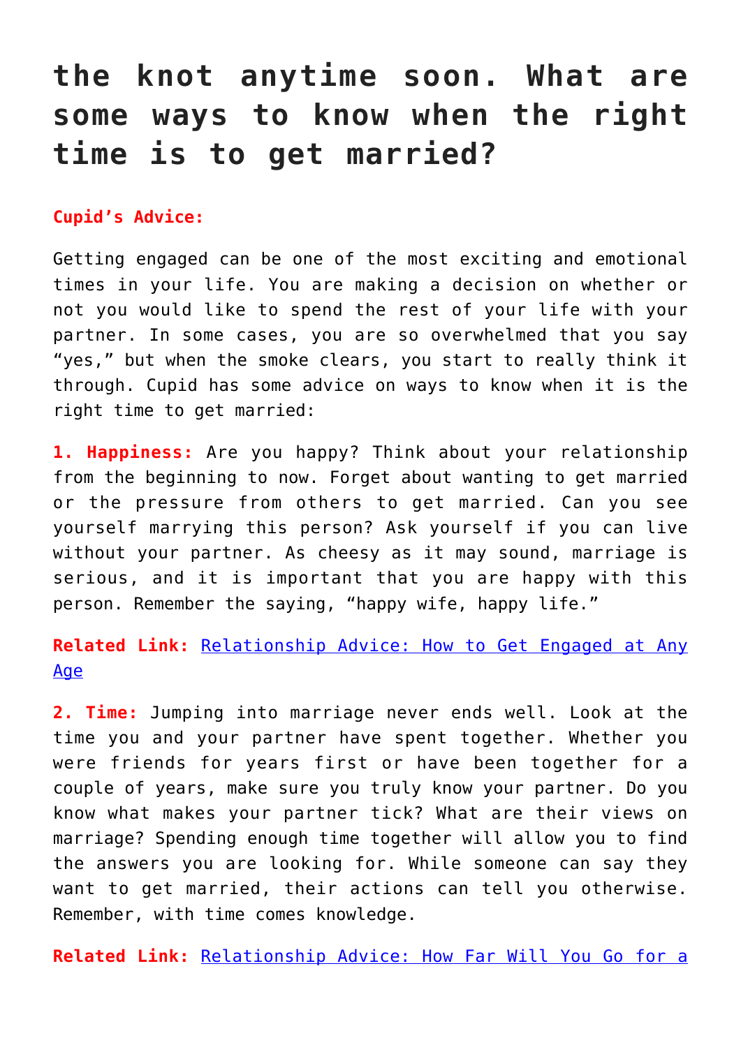## the knot anytime soon. What are some ways to know when the right time is to get married?

**Cupid's Advice:**

Getting engaged can be one of the most exciting and emotional times in your life. You are making a decision on whether or not you would like to spend the rest of your life with your partner. In some cases, you are so overwhelmed that you say "yes," but when the smoke clears, you start to really think it through. Cupid has some advice on ways to know when it is the right time to get married:

**1. Happiness:** Are you happy? Think about your relationship from the beginning to now. Forget about wanting to get married or the pressure from others to get married. Can you see yourself marrying this person? Ask yourself if you can live without your partner. As cheesy as it may sound, marriage is serious, and it is important that you are happy with this person. Remember the saying, "happy wife, happy life."

**Related Link:** Relationship Advice: How to Get Engaged at Any Age

**2. Time:** Jumping into marriage never ends well. Look at the time you and your partner have spent together. Whether you were friends for years first or have been together for a couple of years, make sure you truly know your partner. Do you know what makes your partner tick? What are their views on marriage? Spending enough time together will allow you to find the answers you are looking for. While someone can say they want to get married, their actions can tell you otherwise. Remember, with time comes knowledge.

**Related Link:** Relationship Advice: How Far Will You Go for a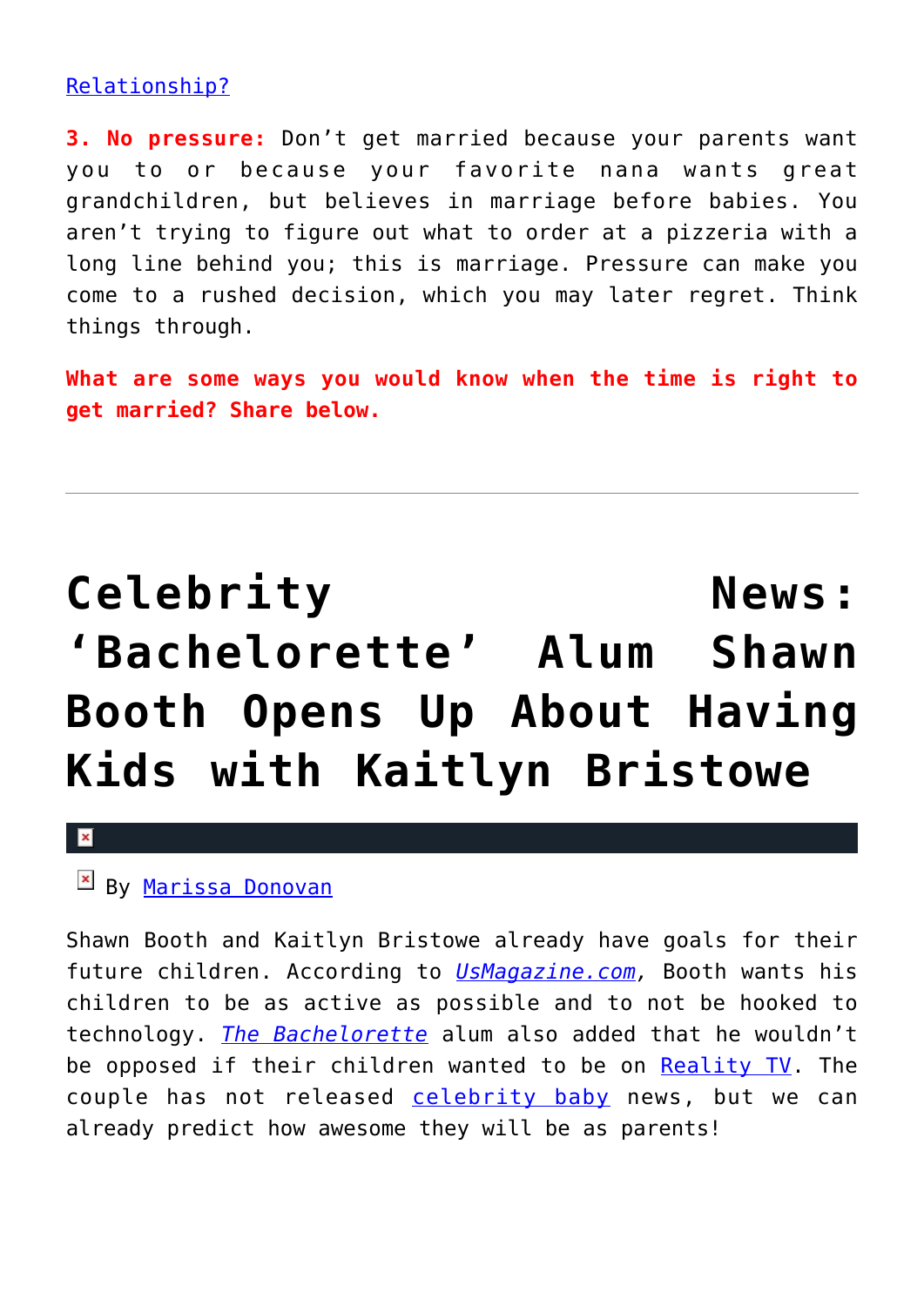Relationship?

**3. No pressure:** Don't get married because your parents want you to or because your favorite nana wants great grandchildren, but believes in marriage before babies. You aren't trying to figure out what to order at a pizzeria with a long line behind you; this is marriage. Pressure can make you come to a rushed decision, which you may later regret. Think things through.

**What are some ways you would know when the time is right to get married? Share below.**

---

# Celebrity News: 'Bachelorette' Alum Shawn Booth Opens Up About Having Kids with Kaitlyn Bristowe

By Marissa Donovan

Shawn Booth and Kaitlyn Bristowe already have goals for their future children. According to *UsMagazine.com*, Booth wants his children to be as active as possible and to not be hooked to technology. *The Bachelorette* alum also added that he wouldn't be opposed if their children wanted to be on Reality TV. The couple has not released celebrity baby news, but we can already predict how awesome they will be as parents!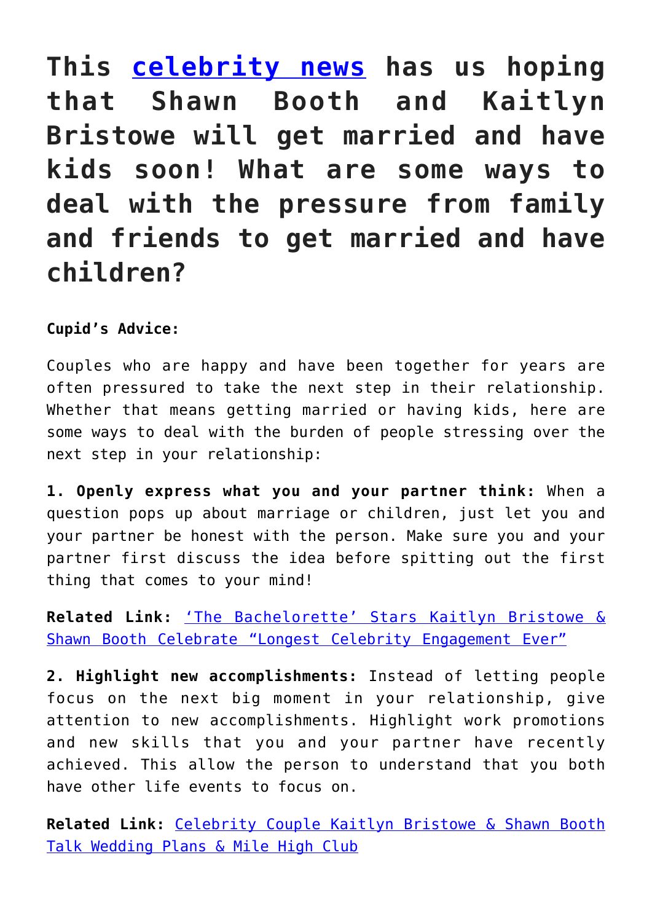# This [celebrity news](#) has us hoping that Shawn Booth and Kaitlyn Bristowe will get married and have kids soon! What are some ways to deal with the pressure from family and friends to get married and have children?

**Cupid's Advice:**

Couples who are happy and have been together for years are often pressured to take the next step in their relationship. Whether that means getting married or having kids, here are some ways to deal with the burden of people stressing over the next step in your relationship:

**1. Openly express what you and your partner think:** When a question pops up about marriage or children, just let you and your partner be honest with the person. Make sure you and your partner first discuss the idea before spitting out the first thing that comes to your mind!

**Related Link:** ['The Bachelorette' Stars Kaitlyn Bristowe & Shawn Booth Celebrate "Longest Celebrity Engagement Ever"](#)

**2. Highlight new accomplishments:** Instead of letting people focus on the next big moment in your relationship, give attention to new accomplishments. Highlight work promotions and new skills that you and your partner have recently achieved. This allow the person to understand that you both have other life events to focus on.

**Related Link:** [Celebrity Couple Kaitlyn Bristowe & Shawn Booth Talk Wedding Plans & Mile High Club](#)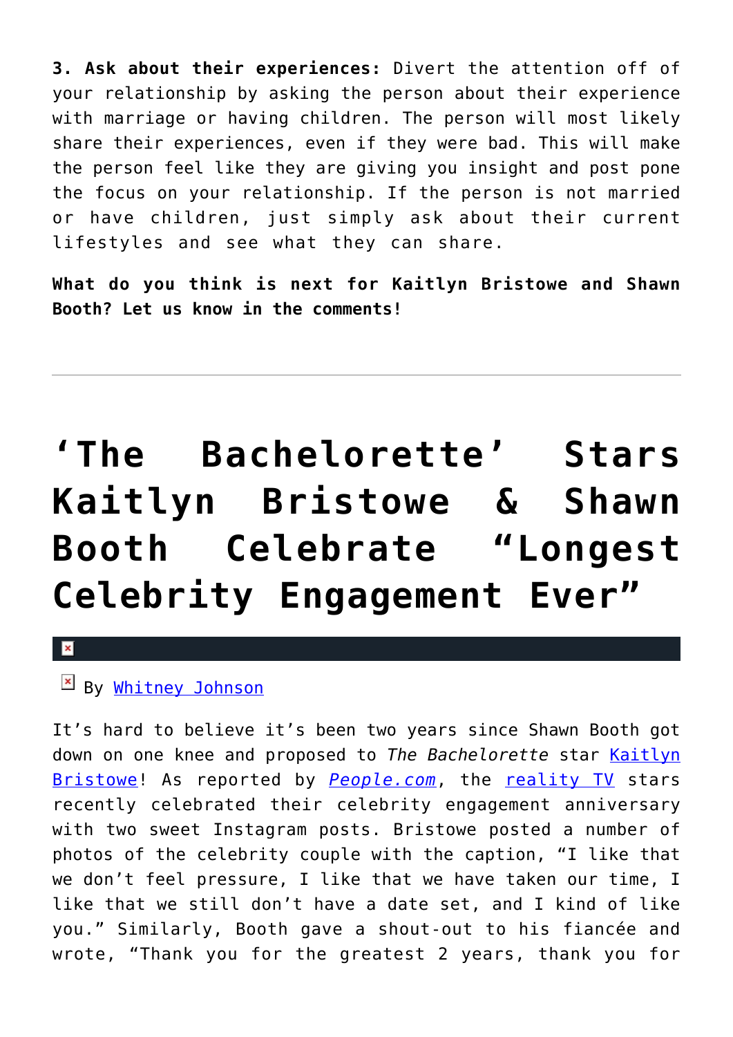**3. Ask about their experiences:** Divert the attention off of your relationship by asking the person about their experience with marriage or having children. The person will most likely share their experiences, even if they were bad. This will make the person feel like they are giving you insight and post pone the focus on your relationship. If the person is not married or have children, just simply ask about their current lifestyles and see what they can share.

**What do you think is next for Kaitlyn Bristowe and Shawn Booth? Let us know in the comments!**

---

# 'The Bachelorette' Stars Kaitlyn Bristowe & Shawn Booth Celebrate "Longest Celebrity Engagement Ever"

By Whitney Johnson

It's hard to believe it's been two years since Shawn Booth got down on one knee and proposed to *The Bachelorette* star Kaitlyn Bristowe! As reported by *People.com*, the reality TV stars recently celebrated their celebrity engagement anniversary with two sweet Instagram posts. Bristowe posted a number of photos of the celebrity couple with the caption, "I like that we don't feel pressure, I like that we have taken our time, I like that we still don't have a date set, and I kind of like you." Similarly, Booth gave a shout-out to his fiancée and wrote, "Thank you for the greatest 2 years, thank you for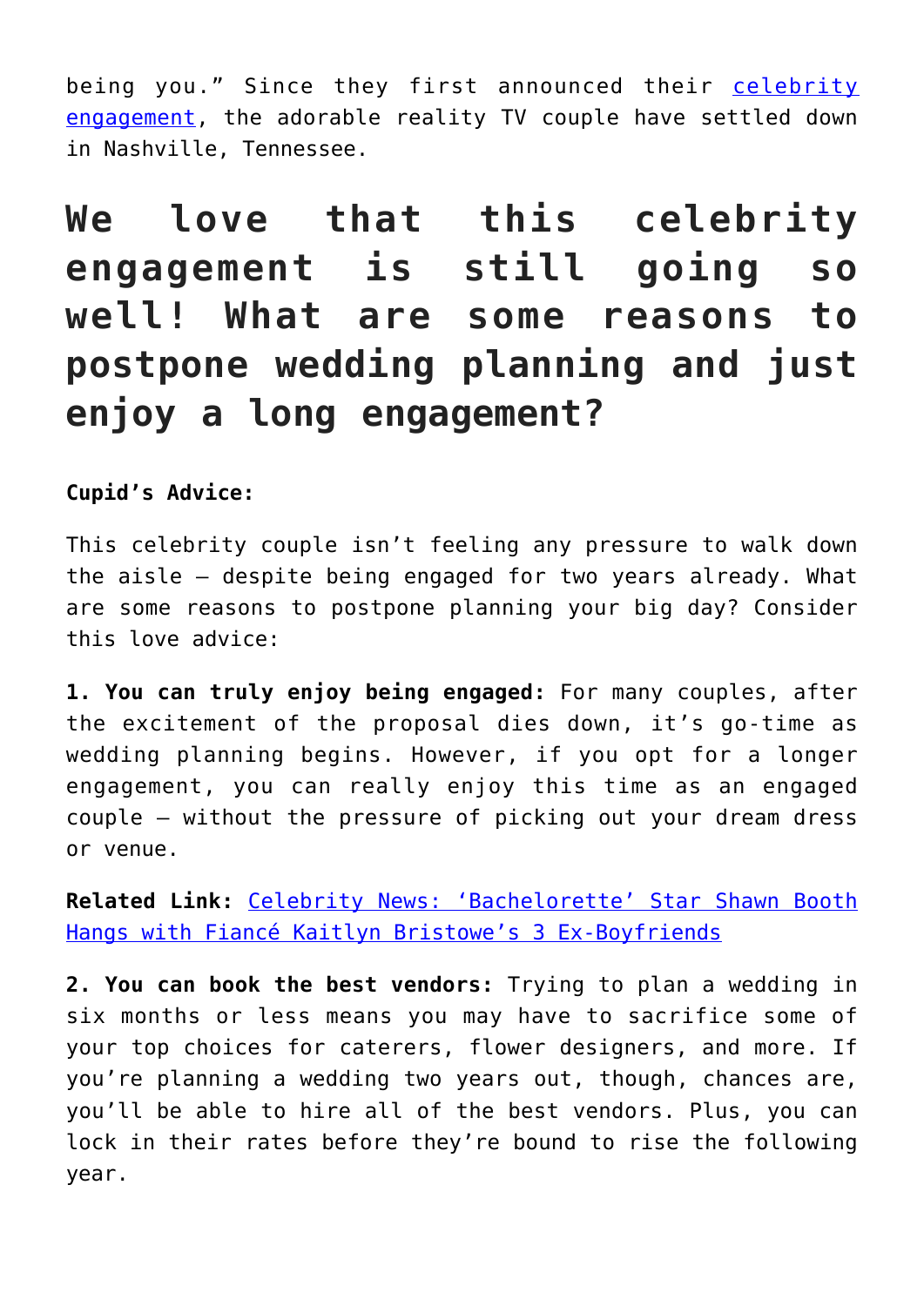being you." Since they first announced their celebrity engagement, the adorable reality TV couple have settled down in Nashville, Tennessee.

# We love that this celebrity engagement is still going so well! What are some reasons to postpone wedding planning and just enjoy a long engagement?

**Cupid's Advice:**

This celebrity couple isn't feeling any pressure to walk down the aisle – despite being engaged for two years already. What are some reasons to postpone planning your big day? Consider this love advice:

**1. You can truly enjoy being engaged:** For many couples, after the excitement of the proposal dies down, it's go-time as wedding planning begins. However, if you opt for a longer engagement, you can really enjoy this time as an engaged couple – without the pressure of picking out your dream dress or venue.

**Related Link:** Celebrity News: 'Bachelorette' Star Shawn Booth Hangs with Fiancé Kaitlyn Bristowe's 3 Ex-Boyfriends

**2. You can book the best vendors:** Trying to plan a wedding in six months or less means you may have to sacrifice some of your top choices for caterers, flower designers, and more. If you're planning a wedding two years out, though, chances are, you'll be able to hire all of the best vendors. Plus, you can lock in their rates before they're bound to rise the following year.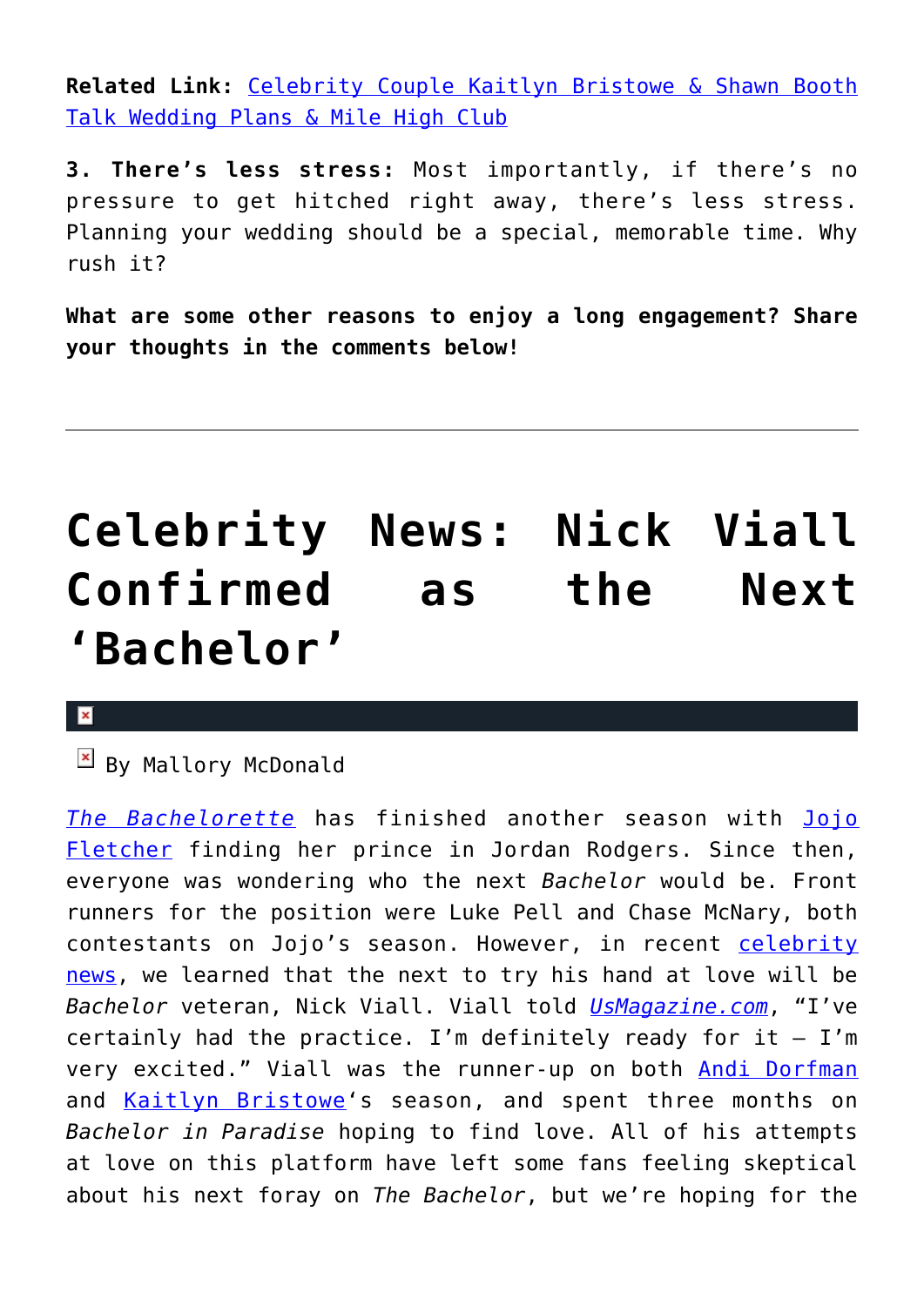**Related Link:** [Celebrity Couple Kaitlyn Bristowe & Shawn Booth Talk Wedding Plans & Mile High Club]

**3. There's less stress:** Most importantly, if there's no pressure to get hitched right away, there's less stress. Planning your wedding should be a special, memorable time. Why rush it?

**What are some other reasons to enjoy a long engagement? Share your thoughts in the comments below!**

---

# Celebrity News: Nick Viall Confirmed as the Next 'Bachelor'

By Mallory McDonald

*The Bachelorette* has finished another season with Jojo Fletcher finding her prince in Jordan Rodgers. Since then, everyone was wondering who the next *Bachelor* would be. Front runners for the position were Luke Pell and Chase McNary, both contestants on Jojo's season. However, in recent celebrity news, we learned that the next to try his hand at love will be *Bachelor* veteran, Nick Viall. Viall told *UsMagazine.com*, "I've certainly had the practice. I'm definitely ready for it – I'm very excited." Viall was the runner-up on both Andi Dorfman and Kaitlyn Bristowe's season, and spent three months on *Bachelor in Paradise* hoping to find love. All of his attempts at love on this platform have left some fans feeling skeptical about his next foray on *The Bachelor*, but we're hoping for the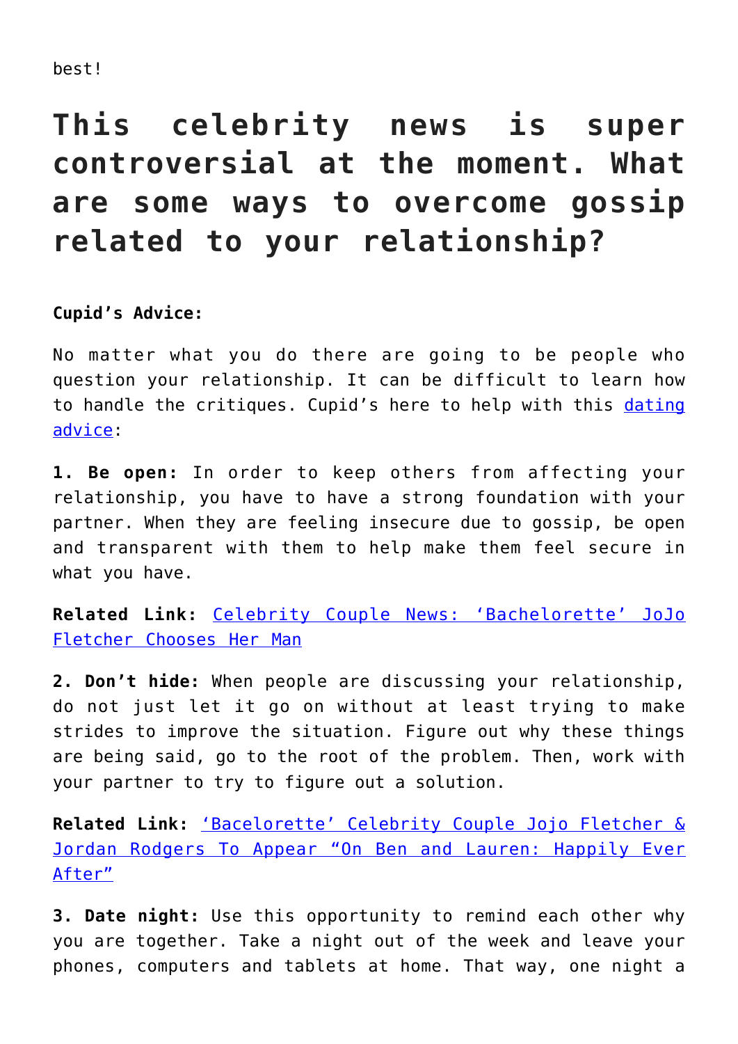best!

## This celebrity news is super controversial at the moment. What are some ways to overcome gossip related to your relationship?

**Cupid's Advice:**

No matter what you do there are going to be people who question your relationship. It can be difficult to learn how to handle the critiques. Cupid's here to help with this dating advice:

**1. Be open:** In order to keep others from affecting your relationship, you have to have a strong foundation with your partner. When they are feeling insecure due to gossip, be open and transparent with them to help make them feel secure in what you have.

**Related Link:** Celebrity Couple News: 'Bachelorette' JoJo Fletcher Chooses Her Man

**2. Don't hide:** When people are discussing your relationship, do not just let it go on without at least trying to make strides to improve the situation. Figure out why these things are being said, go to the root of the problem. Then, work with your partner to try to figure out a solution.

**Related Link:** 'Bacelorette' Celebrity Couple Jojo Fletcher & Jordan Rodgers To Appear "On Ben and Lauren: Happily Ever After"

**3. Date night:** Use this opportunity to remind each other why you are together. Take a night out of the week and leave your phones, computers and tablets at home. That way, one night a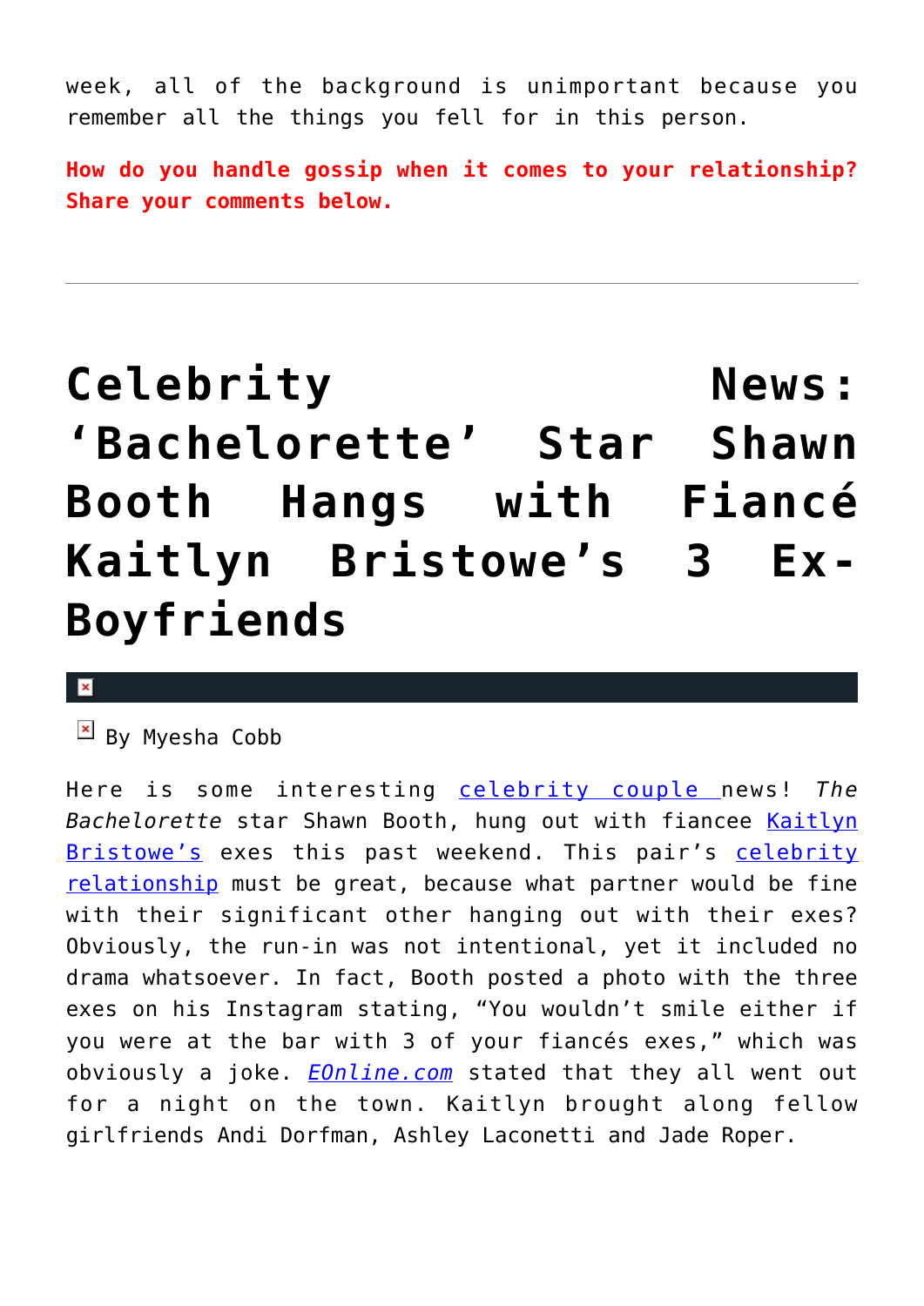week, all of the background is unimportant because you remember all the things you fell for in this person.

**How do you handle gossip when it comes to your relationship? Share your comments below.**

---

# Celebrity News: ‘Bachelorette’ Star Shawn Booth Hangs with Fiancé Kaitlyn Bristowe’s 3 Ex-Boyfriends

By Myesha Cobb

Here is some interesting celebrity couple news! *The Bachelorette* star Shawn Booth, hung out with fiancee Kaitlyn Bristowe’s exes this past weekend. This pair’s celebrity relationship must be great, because what partner would be fine with their significant other hanging out with their exes? Obviously, the run-in was not intentional, yet it included no drama whatsoever. In fact, Booth posted a photo with the three exes on his Instagram stating, “You wouldn’t smile either if you were at the bar with 3 of your fiancés exes,” which was obviously a joke. *EOnline.com* stated that they all went out for a night on the town. Kaitlyn brought along fellow girlfriends Andi Dorfman, Ashley Laconetti and Jade Roper.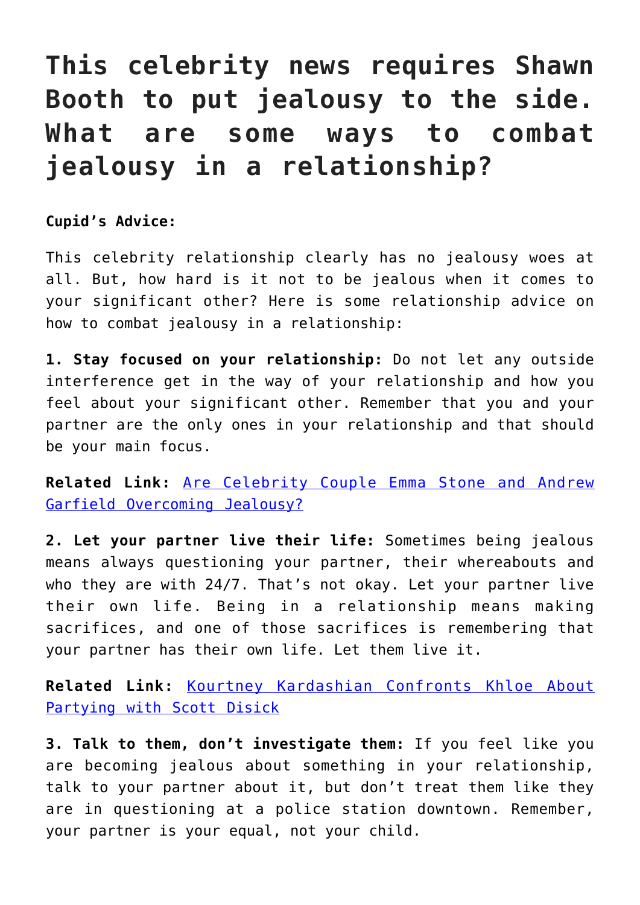# This celebrity news requires Shawn Booth to put jealousy to the side. What are some ways to combat jealousy in a relationship?

**Cupid's Advice:**

This celebrity relationship clearly has no jealousy woes at all. But, how hard is it not to be jealous when it comes to your significant other? Here is some relationship advice on how to combat jealousy in a relationship:

**1. Stay focused on your relationship:** Do not let any outside interference get in the way of your relationship and how you feel about your significant other. Remember that you and your partner are the only ones in your relationship and that should be your main focus.

**Related Link:** Are Celebrity Couple Emma Stone and Andrew Garfield Overcoming Jealousy?

**2. Let your partner live their life:** Sometimes being jealous means always questioning your partner, their whereabouts and who they are with 24/7. That's not okay. Let your partner live their own life. Being in a relationship means making sacrifices, and one of those sacrifices is remembering that your partner has their own life. Let them live it.

**Related Link:** Kourtney Kardashian Confronts Khloe About Partying with Scott Disick

**3. Talk to them, don't investigate them:** If you feel like you are becoming jealous about something in your relationship, talk to your partner about it, but don't treat them like they are in questioning at a police station downtown. Remember, your partner is your equal, not your child.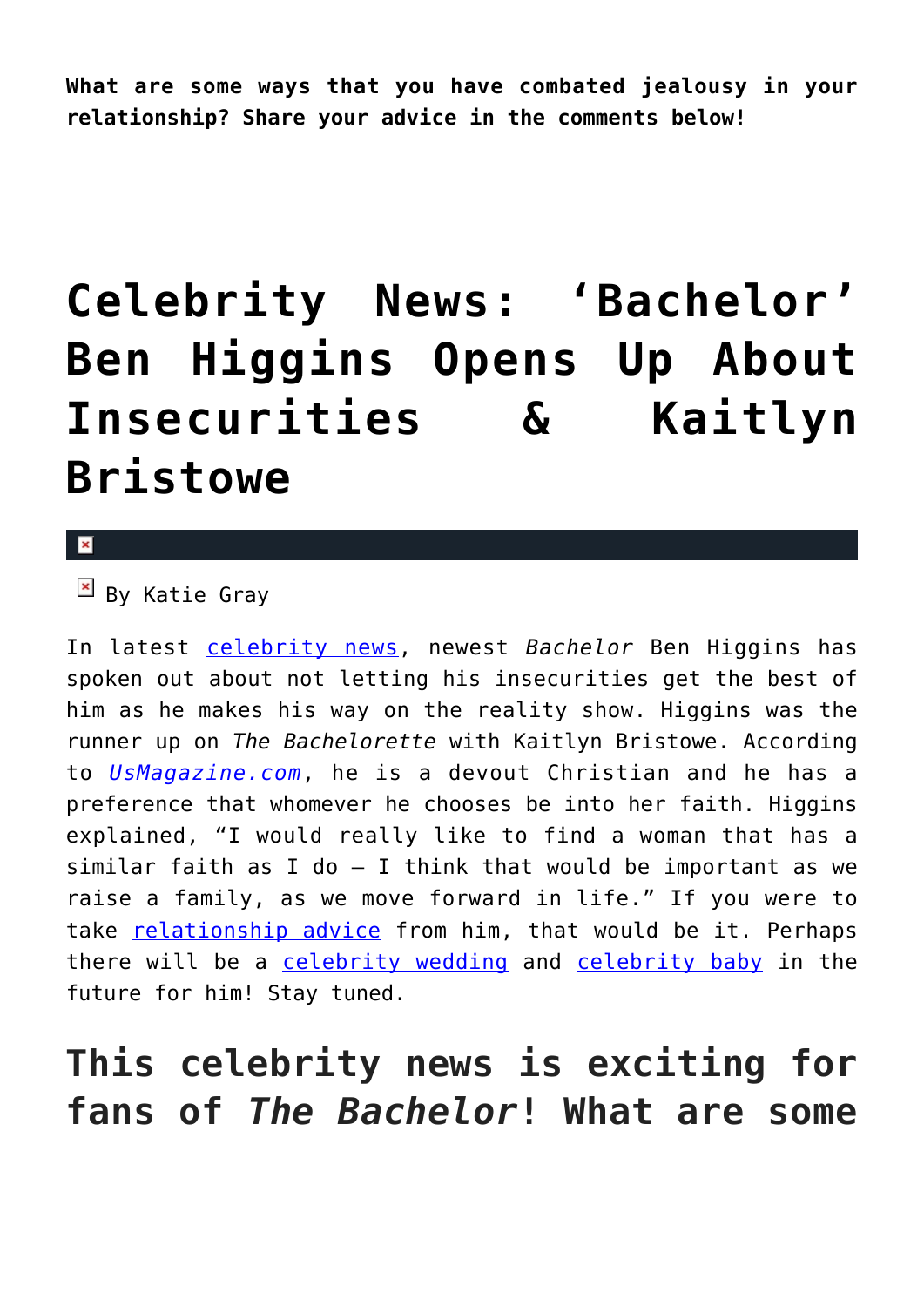**What are some ways that you have combated jealousy in your relationship? Share your advice in the comments below!**

---

# Celebrity News: 'Bachelor' Ben Higgins Opens Up About Insecurities & Kaitlyn Bristowe

By Katie Gray

In latest celebrity news, newest *Bachelor* Ben Higgins has spoken out about not letting his insecurities get the best of him as he makes his way on the reality show. Higgins was the runner up on *The Bachelorette* with Kaitlyn Bristowe. According to *UsMagazine.com*, he is a devout Christian and he has a preference that whomever he chooses be into her faith. Higgins explained, "I would really like to find a woman that has a similar faith as I do – I think that would be important as we raise a family, as we move forward in life." If you were to take relationship advice from him, that would be it. Perhaps there will be a celebrity wedding and celebrity baby in the future for him! Stay tuned.

## This celebrity news is exciting for fans of *The Bachelor*! What are some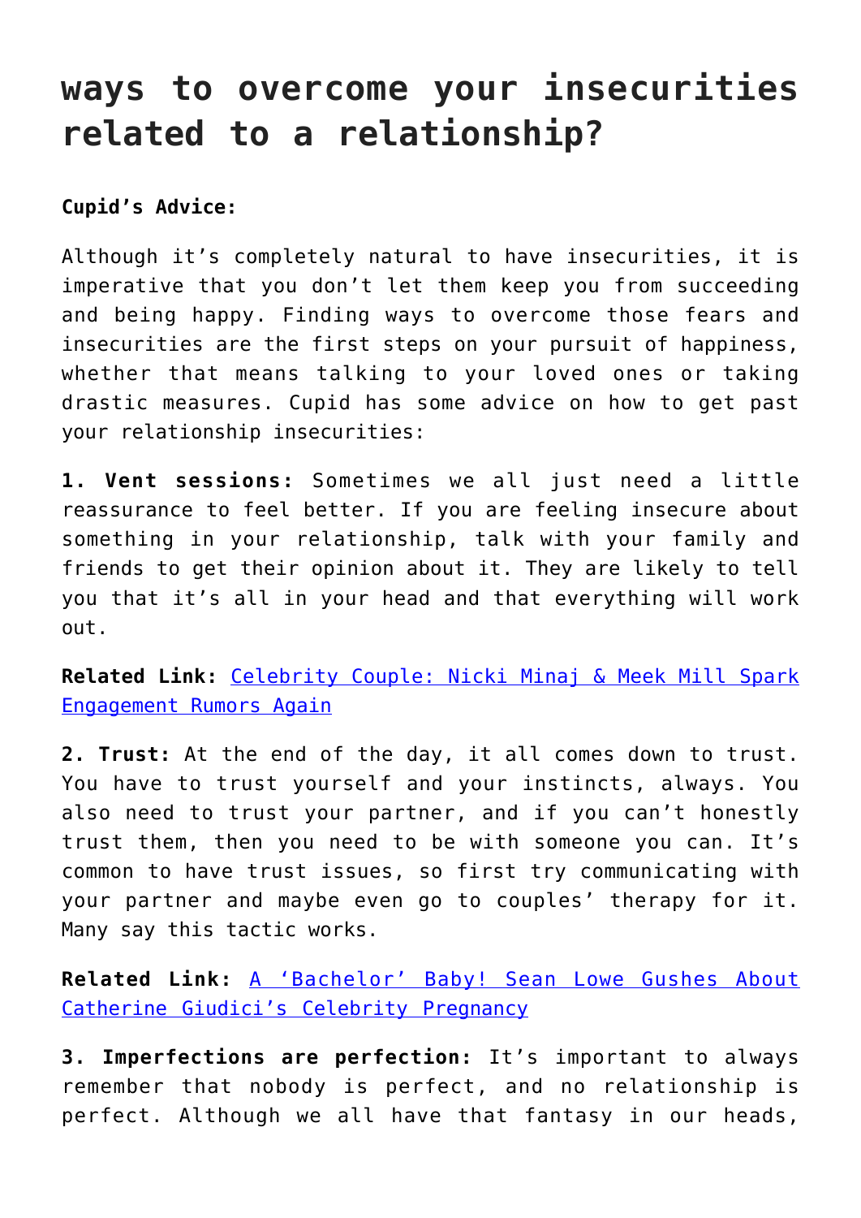# ways to overcome your insecurities related to a relationship?

**Cupid's Advice:**

Although it's completely natural to have insecurities, it is imperative that you don't let them keep you from succeeding and being happy. Finding ways to overcome those fears and insecurities are the first steps on your pursuit of happiness, whether that means talking to your loved ones or taking drastic measures. Cupid has some advice on how to get past your relationship insecurities:

**1. Vent sessions:** Sometimes we all just need a little reassurance to feel better. If you are feeling insecure about something in your relationship, talk with your family and friends to get their opinion about it. They are likely to tell you that it's all in your head and that everything will work out.

**Related Link:** Celebrity Couple: Nicki Minaj & Meek Mill Spark Engagement Rumors Again

**2. Trust:** At the end of the day, it all comes down to trust. You have to trust yourself and your instincts, always. You also need to trust your partner, and if you can't honestly trust them, then you need to be with someone you can. It's common to have trust issues, so first try communicating with your partner and maybe even go to couples' therapy for it. Many say this tactic works.

**Related Link:** A 'Bachelor' Baby! Sean Lowe Gushes About Catherine Giudici's Celebrity Pregnancy

**3. Imperfections are perfection:** It's important to always remember that nobody is perfect, and no relationship is perfect. Although we all have that fantasy in our heads,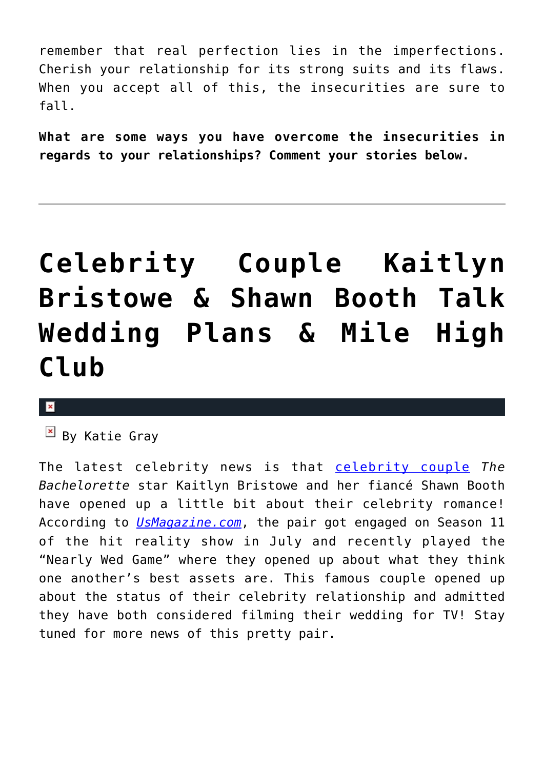remember that real perfection lies in the imperfections. Cherish your relationship for its strong suits and its flaws. When you accept all of this, the insecurities are sure to fall.

**What are some ways you have overcome the insecurities in regards to your relationships? Comment your stories below.**

---

# Celebrity Couple Kaitlyn Bristowe & Shawn Booth Talk Wedding Plans & Mile High Club

By Katie Gray

The latest celebrity news is that celebrity couple *The Bachelorette* star Kaitlyn Bristowe and her fiancé Shawn Booth have opened up a little bit about their celebrity romance! According to *UsMagazine.com*, the pair got engaged on Season 11 of the hit reality show in July and recently played the "Nearly Wed Game" where they opened up about what they think one another's best assets are. This famous couple opened up about the status of their celebrity relationship and admitted they have both considered filming their wedding for TV! Stay tuned for more news of this pretty pair.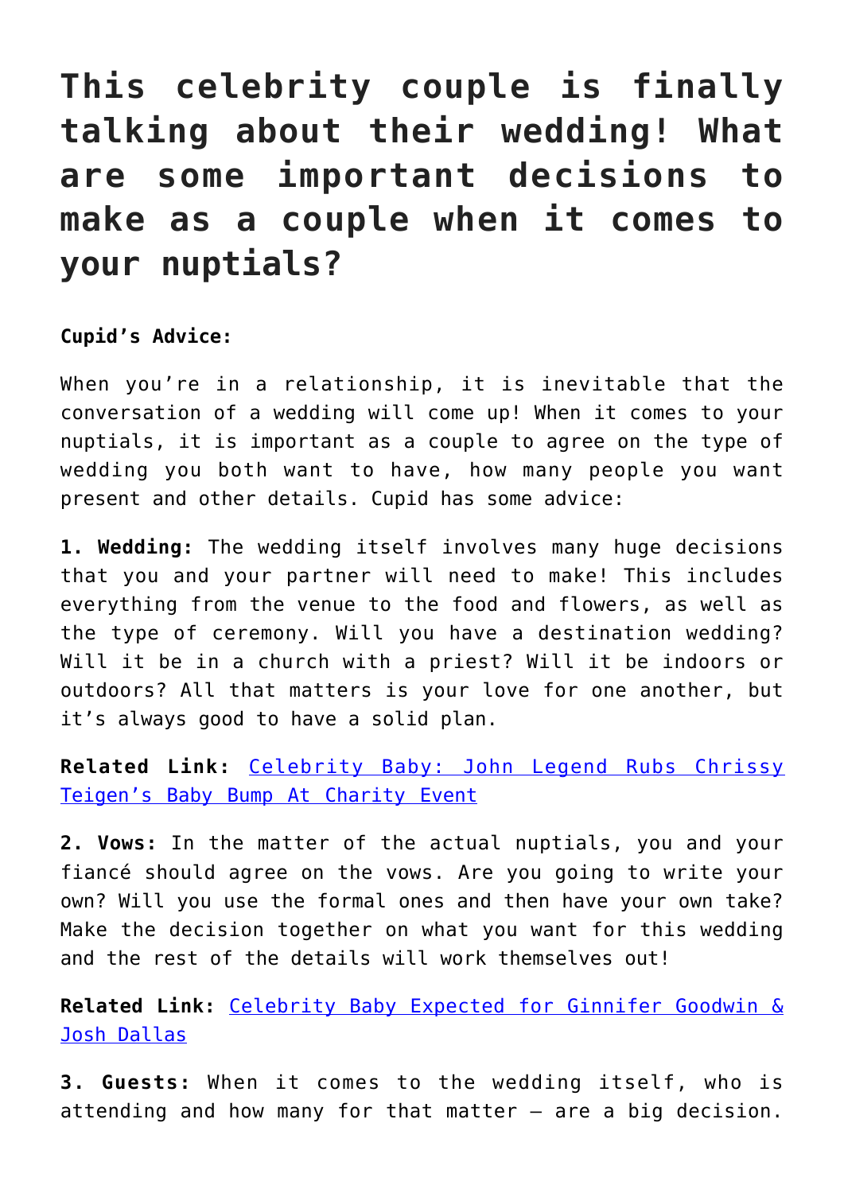# This celebrity couple is finally talking about their wedding! What are some important decisions to make as a couple when it comes to your nuptials?

**Cupid's Advice:**

When you're in a relationship, it is inevitable that the conversation of a wedding will come up! When it comes to your nuptials, it is important as a couple to agree on the type of wedding you both want to have, how many people you want present and other details. Cupid has some advice:

**1. Wedding:** The wedding itself involves many huge decisions that you and your partner will need to make! This includes everything from the venue to the food and flowers, as well as the type of ceremony. Will you have a destination wedding? Will it be in a church with a priest? Will it be indoors or outdoors? All that matters is your love for one another, but it's always good to have a solid plan.

**Related Link:** Celebrity Baby: John Legend Rubs Chrissy Teigen's Baby Bump At Charity Event

**2. Vows:** In the matter of the actual nuptials, you and your fiancé should agree on the vows. Are you going to write your own? Will you use the formal ones and then have your own take? Make the decision together on what you want for this wedding and the rest of the details will work themselves out!

**Related Link:** Celebrity Baby Expected for Ginnifer Goodwin & Josh Dallas

**3. Guests:** When it comes to the wedding itself, who is attending and how many for that matter – are a big decision.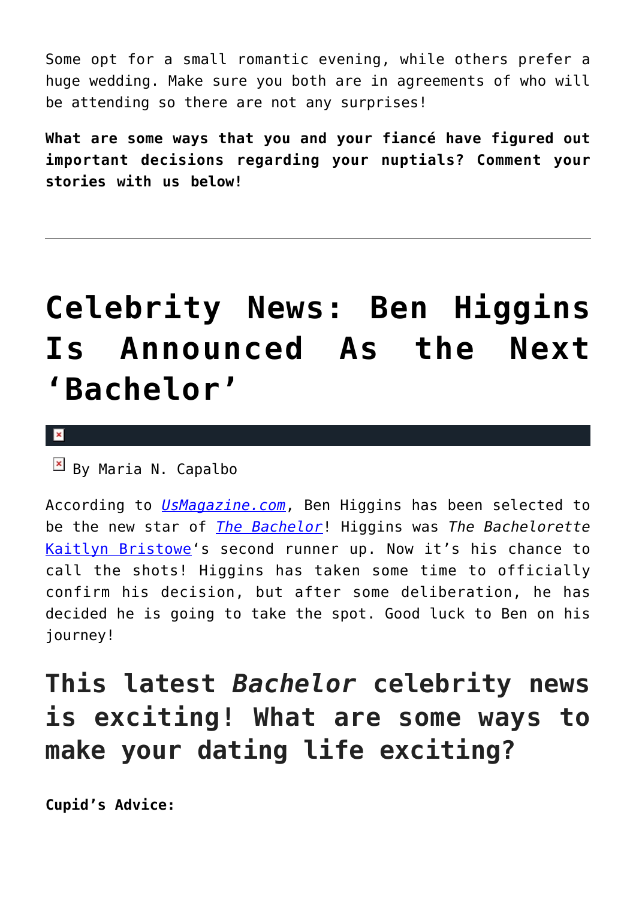Some opt for a small romantic evening, while others prefer a huge wedding. Make sure you both are in agreements of who will be attending so there are not any surprises!

**What are some ways that you and your fiancé have figured out important decisions regarding your nuptials? Comment your stories with us below!**

---

# Celebrity News: Ben Higgins Is Announced As the Next 'Bachelor'

By Maria N. Capalbo

According to *UsMagazine.com*, Ben Higgins has been selected to be the new star of *The Bachelor*! Higgins was *The Bachelorette* Kaitlyn Bristowe's second runner up. Now it's his chance to call the shots! Higgins has taken some time to officially confirm his decision, but after some deliberation, he has decided he is going to take the spot. Good luck to Ben on his journey!

## This latest *Bachelor* celebrity news is exciting! What are some ways to make your dating life exciting?

**Cupid's Advice:**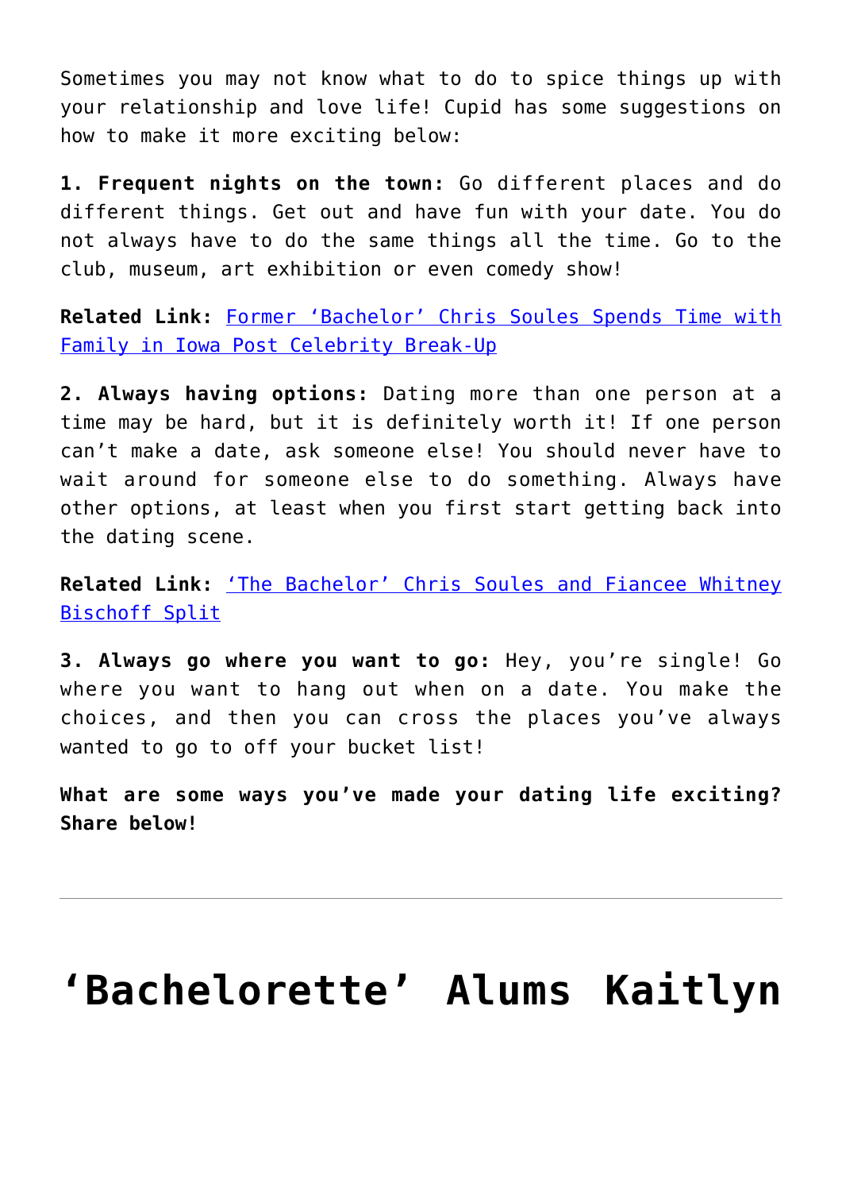Sometimes you may not know what to do to spice things up with your relationship and love life! Cupid has some suggestions on how to make it more exciting below:

**1. Frequent nights on the town:** Go different places and do different things. Get out and have fun with your date. You do not always have to do the same things all the time. Go to the club, museum, art exhibition or even comedy show!

**Related Link:** Former 'Bachelor' Chris Soules Spends Time with Family in Iowa Post Celebrity Break-Up

**2. Always having options:** Dating more than one person at a time may be hard, but it is definitely worth it! If one person can't make a date, ask someone else! You should never have to wait around for someone else to do something. Always have other options, at least when you first start getting back into the dating scene.

**Related Link:** 'The Bachelor' Chris Soules and Fiancee Whitney Bischoff Split

**3. Always go where you want to go:** Hey, you're single! Go where you want to hang out when on a date. You make the choices, and then you can cross the places you've always wanted to go to off your bucket list!

**What are some ways you've made your dating life exciting? Share below!**

---

# 'Bachelorette' Alums Kaitlyn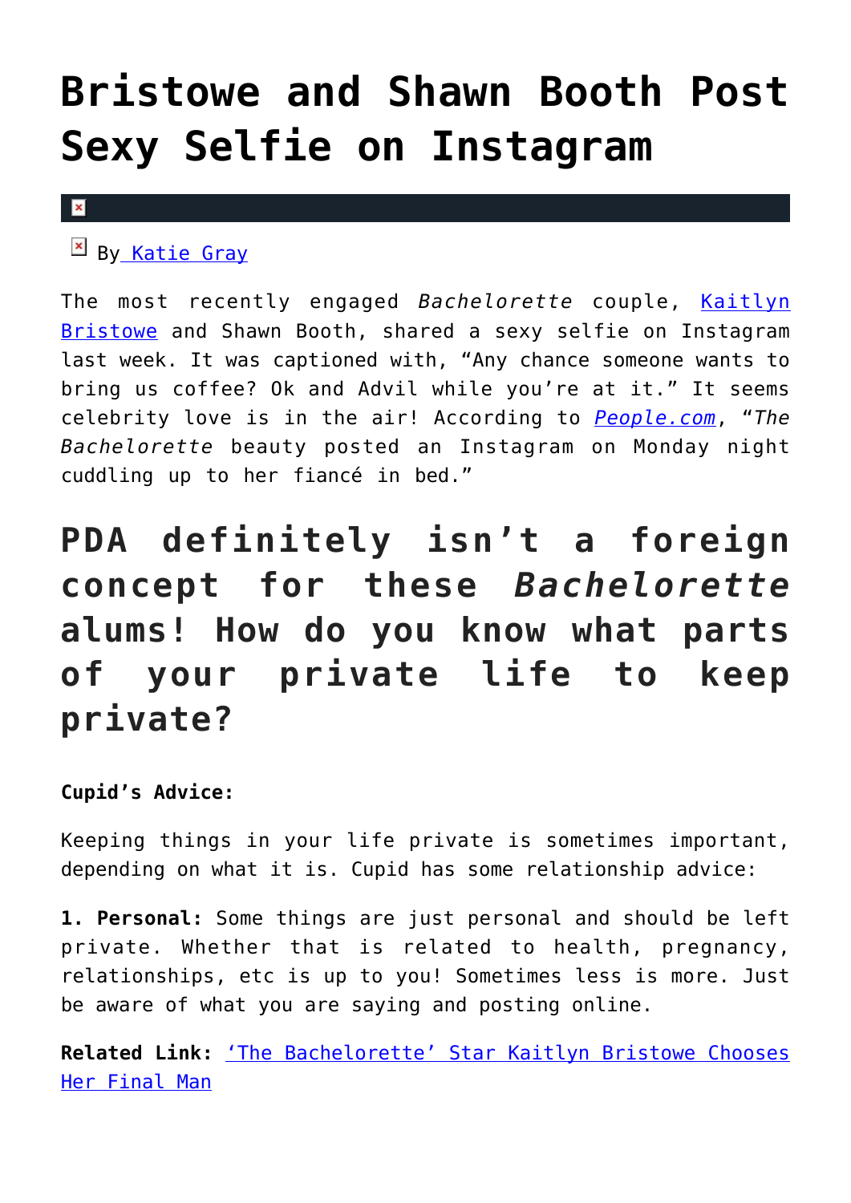# Bristowe and Shawn Booth Post Sexy Selfie on Instagram

By [Katie Gray]

The most recently engaged *Bachelorette* couple, [Kaitlyn Bristowe] and Shawn Booth, shared a sexy selfie on Instagram last week. It was captioned with, "Any chance someone wants to bring us coffee? Ok and Advil while you're at it." It seems celebrity love is in the air! According to [*People.com*], "*The Bachelorette* beauty posted an Instagram on Monday night cuddling up to her fiancé in bed."

## PDA definitely isn't a foreign concept for these *Bachelorette* alums! How do you know what parts of your private life to keep private?

**Cupid's Advice:**

Keeping things in your life private is sometimes important, depending on what it is. Cupid has some relationship advice:

**1. Personal:** Some things are just personal and should be left private. Whether that is related to health, pregnancy, relationships, etc is up to you! Sometimes less is more. Just be aware of what you are saying and posting online.

**Related Link:** ['The Bachelorette' Star Kaitlyn Bristowe Chooses Her Final Man]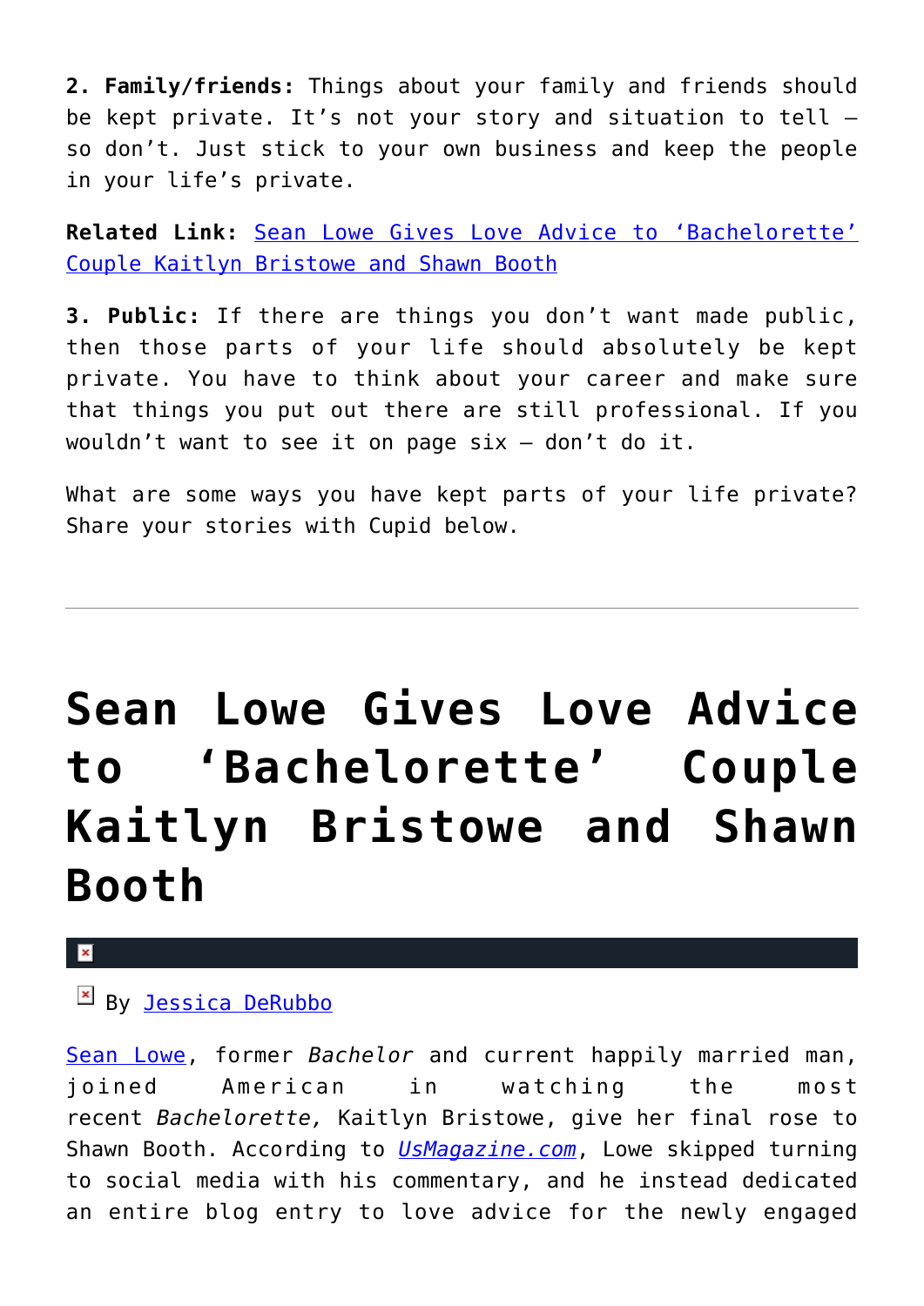**2. Family/friends:** Things about your family and friends should be kept private. It's not your story and situation to tell – so don't. Just stick to your own business and keep the people in your life's private.

**Related Link:** Sean Lowe Gives Love Advice to 'Bachelorette' Couple Kaitlyn Bristowe and Shawn Booth

**3. Public:** If there are things you don't want made public, then those parts of your life should absolutely be kept private. You have to think about your career and make sure that things you put out there are still professional. If you wouldn't want to see it on page six – don't do it.

What are some ways you have kept parts of your life private? Share your stories with Cupid below.

---

# Sean Lowe Gives Love Advice to 'Bachelorette' Couple Kaitlyn Bristowe and Shawn Booth

By Jessica DeRubbo

Sean Lowe, former *Bachelor* and current happily married man, joined American in watching the most recent *Bachelorette,* Kaitlyn Bristowe, give her final rose to Shawn Booth. According to *UsMagazine.com*, Lowe skipped turning to social media with his commentary, and he instead dedicated an entire blog entry to love advice for the newly engaged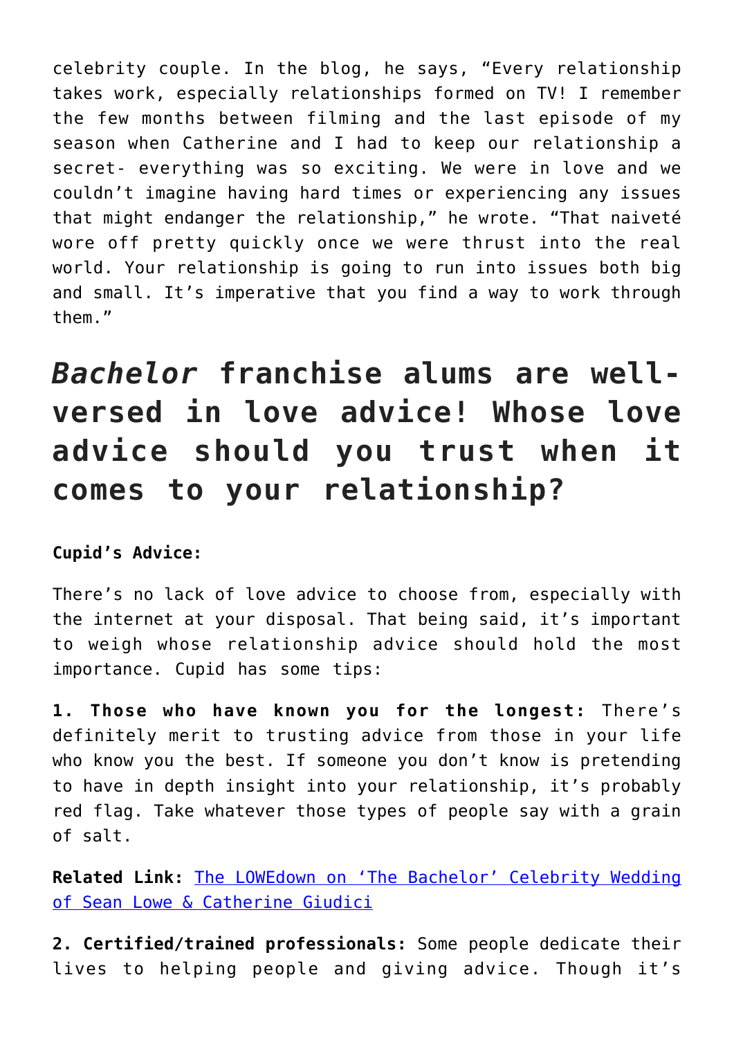celebrity couple. In the blog, he says, "Every relationship takes work, especially relationships formed on TV! I remember the few months between filming and the last episode of my season when Catherine and I had to keep our relationship a secret- everything was so exciting. We were in love and we couldn't imagine having hard times or experiencing any issues that might endanger the relationship," he wrote. "That naiveté wore off pretty quickly once we were thrust into the real world. Your relationship is going to run into issues both big and small. It's imperative that you find a way to work through them."

## *Bachelor* franchise alums are well-versed in love advice! Whose love advice should you trust when it comes to your relationship?

**Cupid's Advice:**

There's no lack of love advice to choose from, especially with the internet at your disposal. That being said, it's important to weigh whose relationship advice should hold the most importance. Cupid has some tips:

**1. Those who have known you for the longest:** There's definitely merit to trusting advice from those in your life who know you the best. If someone you don't know is pretending to have in depth insight into your relationship, it's probably red flag. Take whatever those types of people say with a grain of salt.

**Related Link:** [The LOWEdown on 'The Bachelor' Celebrity Wedding of Sean Lowe & Catherine Giudici]()

**2. Certified/trained professionals:** Some people dedicate their lives to helping people and giving advice. Though it's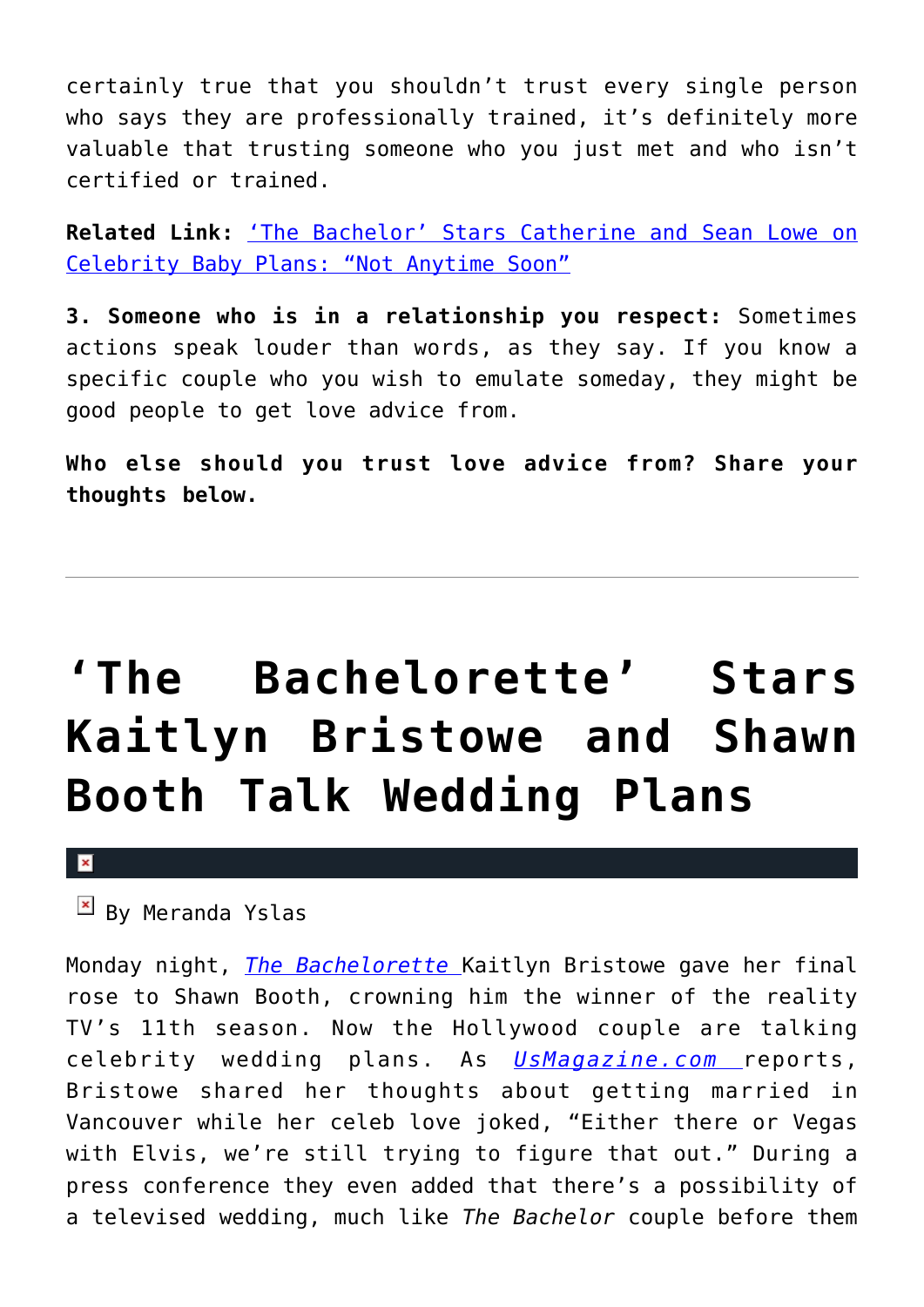certainly true that you shouldn't trust every single person who says they are professionally trained, it's definitely more valuable that trusting someone who you just met and who isn't certified or trained.

**Related Link:** ['The Bachelor' Stars Catherine and Sean Lowe on Celebrity Baby Plans: "Not Anytime Soon"]()

**3. Someone who is in a relationship you respect:** Sometimes actions speak louder than words, as they say. If you know a specific couple who you wish to emulate someday, they might be good people to get love advice from.

**Who else should you trust love advice from? Share your thoughts below.**

---

# 'The Bachelorette' Stars Kaitlyn Bristowe and Shawn Booth Talk Wedding Plans

By Meranda Yslas

Monday night, *The Bachelorette* Kaitlyn Bristowe gave her final rose to Shawn Booth, crowning him the winner of the reality TV's 11th season. Now the Hollywood couple are talking celebrity wedding plans. As *UsMagazine.com* reports, Bristowe shared her thoughts about getting married in Vancouver while her celeb love joked, "Either there or Vegas with Elvis, we're still trying to figure that out." During a press conference they even added that there's a possibility of a televised wedding, much like *The Bachelor* couple before them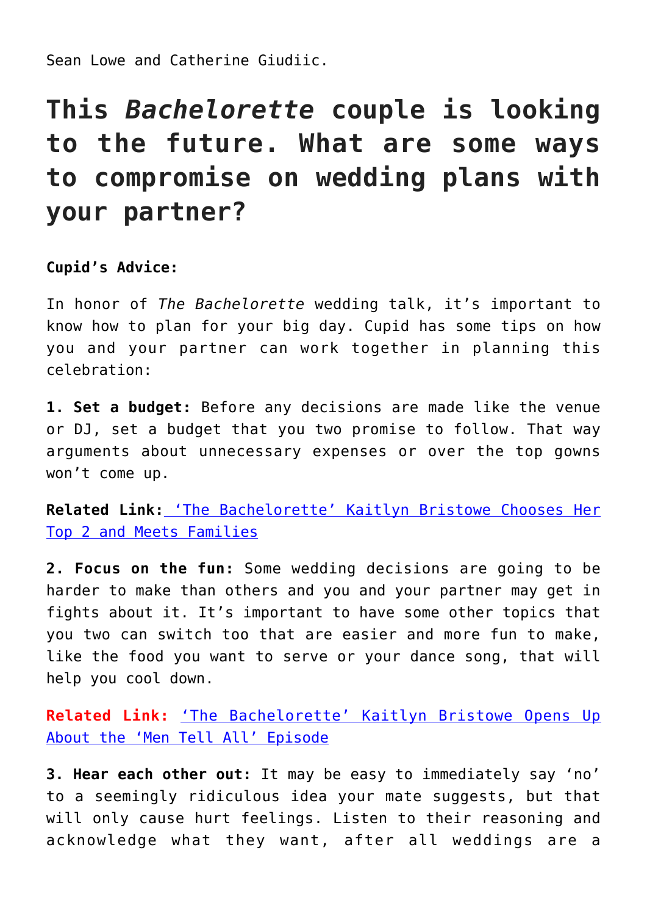Sean Lowe and Catherine Giudiic.

## This *Bachelorette* couple is looking to the future. What are some ways to compromise on wedding plans with your partner?

**Cupid's Advice:**

In honor of *The Bachelorette* wedding talk, it's important to know how to plan for your big day. Cupid has some tips on how you and your partner can work together in planning this celebration:

**1. Set a budget:** Before any decisions are made like the venue or DJ, set a budget that you two promise to follow. That way arguments about unnecessary expenses or over the top gowns won't come up.

**Related Link:** 'The Bachelorette' Kaitlyn Bristowe Chooses Her Top 2 and Meets Families

**2. Focus on the fun:** Some wedding decisions are going to be harder to make than others and you and your partner may get in fights about it. It's important to have some other topics that you two can switch too that are easier and more fun to make, like the food you want to serve or your dance song, that will help you cool down.

**Related Link:** 'The Bachelorette' Kaitlyn Bristowe Opens Up About the 'Men Tell All' Episode

**3. Hear each other out:** It may be easy to immediately say 'no' to a seemingly ridiculous idea your mate suggests, but that will only cause hurt feelings. Listen to their reasoning and acknowledge what they want, after all weddings are a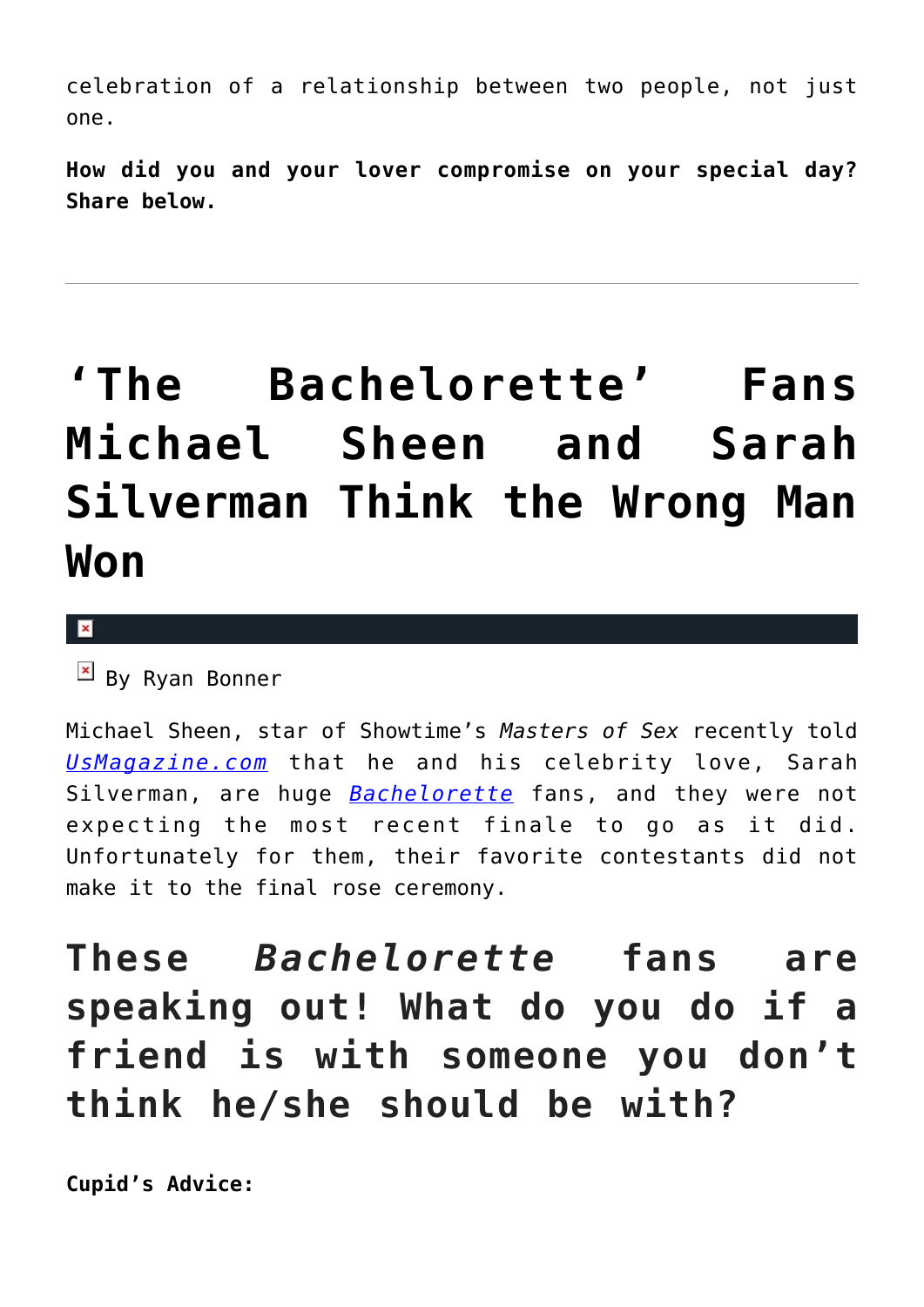celebration of a relationship between two people, not just one.

**How did you and your lover compromise on your special day? Share below.**

---

# ‘The Bachelorette’ Fans Michael Sheen and Sarah Silverman Think the Wrong Man Won

By Ryan Bonner

Michael Sheen, star of Showtime’s *Masters of Sex* recently told [UsMagazine.com](UsMagazine.com) that he and his celebrity love, Sarah Silverman, are huge [*Bachelorette*](Bachelorette) fans, and they were not expecting the most recent finale to go as it did. Unfortunately for them, their favorite contestants did not make it to the final rose ceremony.

## These *Bachelorette* fans are speaking out! What do you do if a friend is with someone you don’t think he/she should be with?

**Cupid’s Advice:**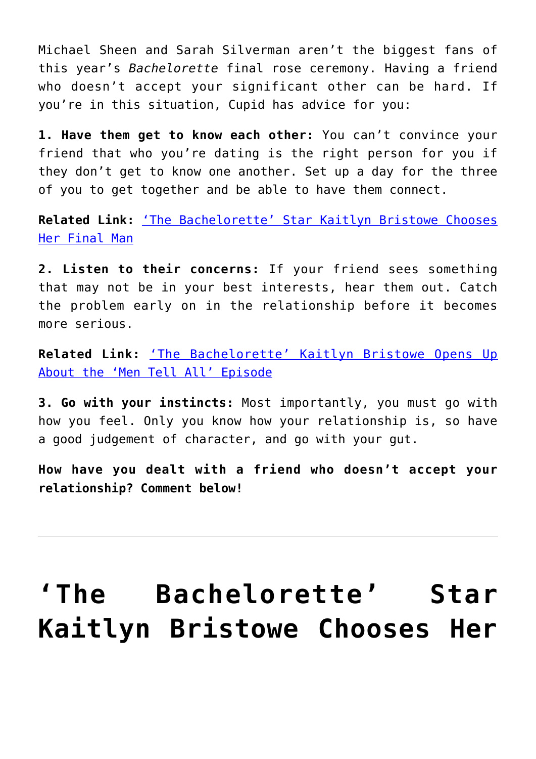Michael Sheen and Sarah Silverman aren't the biggest fans of this year's *Bachelorette* final rose ceremony. Having a friend who doesn't accept your significant other can be hard. If you're in this situation, Cupid has advice for you:

**1. Have them get to know each other:** You can't convince your friend that who you're dating is the right person for you if they don't get to know one another. Set up a day for the three of you to get together and be able to have them connect.

**Related Link:** ['The Bachelorette' Star Kaitlyn Bristowe Chooses Her Final Man]()

**2. Listen to their concerns:** If your friend sees something that may not be in your best interests, hear them out. Catch the problem early on in the relationship before it becomes more serious.

**Related Link:** ['The Bachelorette' Kaitlyn Bristowe Opens Up About the 'Men Tell All' Episode]()

**3. Go with your instincts:** Most importantly, you must go with how you feel. Only you know how your relationship is, so have a good judgement of character, and go with your gut.

**How have you dealt with a friend who doesn't accept your relationship? Comment below!**

---

# 'The Bachelorette' Star Kaitlyn Bristowe Chooses Her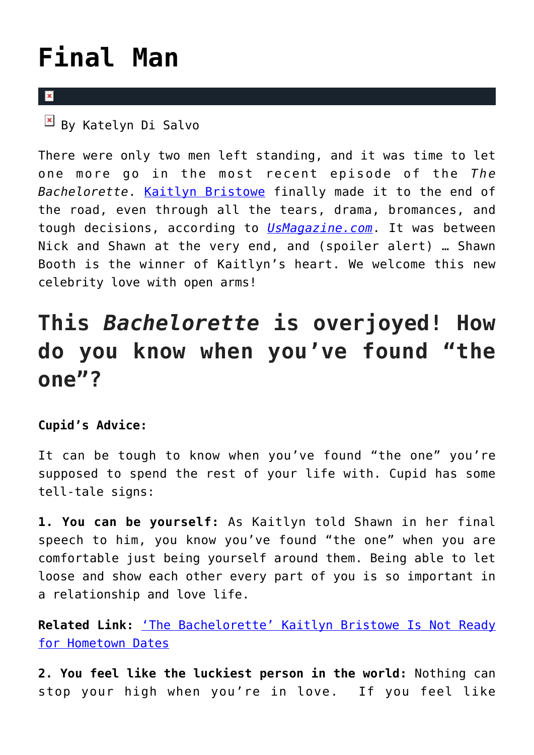# Final Man

By Katelyn Di Salvo

There were only two men left standing, and it was time to let one more go in the most recent episode of the *The Bachelorette*. Kaitlyn Bristowe finally made it to the end of the road, even through all the tears, drama, bromances, and tough decisions, according to *UsMagazine.com*. It was between Nick and Shawn at the very end, and (spoiler alert) … Shawn Booth is the winner of Kaitlyn's heart. We welcome this new celebrity love with open arms!

## This *Bachelorette* is overjoyed! How do you know when you've found "the one"?

**Cupid's Advice:**

It can be tough to know when you've found "the one" you're supposed to spend the rest of your life with. Cupid has some tell-tale signs:

**1. You can be yourself:** As Kaitlyn told Shawn in her final speech to him, you know you've found "the one" when you are comfortable just being yourself around them. Being able to let loose and show each other every part of you is so important in a relationship and love life.

**Related Link:** 'The Bachelorette' Kaitlyn Bristowe Is Not Ready for Hometown Dates

**2. You feel like the luckiest person in the world:** Nothing can stop your high when you're in love. If you feel like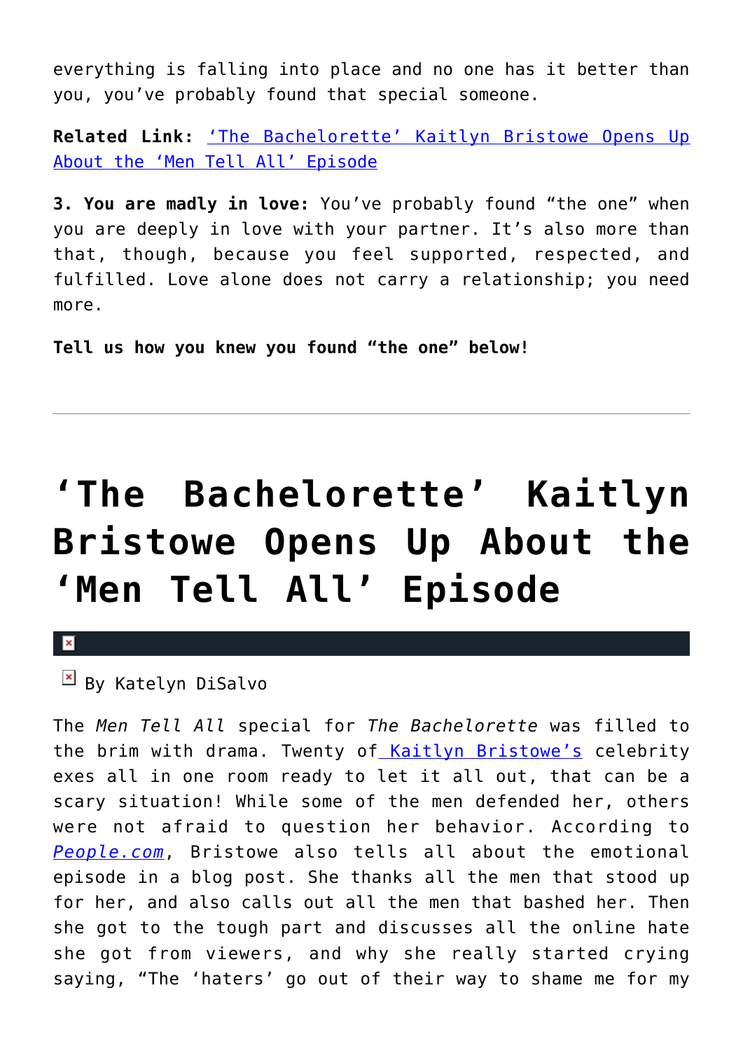everything is falling into place and no one has it better than you, you've probably found that special someone.

**Related Link:** ['The Bachelorette' Kaitlyn Bristowe Opens Up About the 'Men Tell All' Episode]()

**3. You are madly in love:** You've probably found "the one" when you are deeply in love with your partner. It's also more than that, though, because you feel supported, respected, and fulfilled. Love alone does not carry a relationship; you need more.

**Tell us how you knew you found "the one" below!**

---

# 'The Bachelorette' Kaitlyn Bristowe Opens Up About the 'Men Tell All' Episode

By Katelyn DiSalvo

The *Men Tell All* special for *The Bachelorette* was filled to the brim with drama. Twenty of [Kaitlyn Bristowe's]() celebrity exes all in one room ready to let it all out, that can be a scary situation! While some of the men defended her, others were not afraid to question her behavior. According to [*People.com*](), Bristowe also tells all about the emotional episode in a blog post. She thanks all the men that stood up for her, and also calls out all the men that bashed her. Then she got to the tough part and discusses all the online hate she got from viewers, and why she really started crying saying, "The 'haters' go out of their way to shame me for my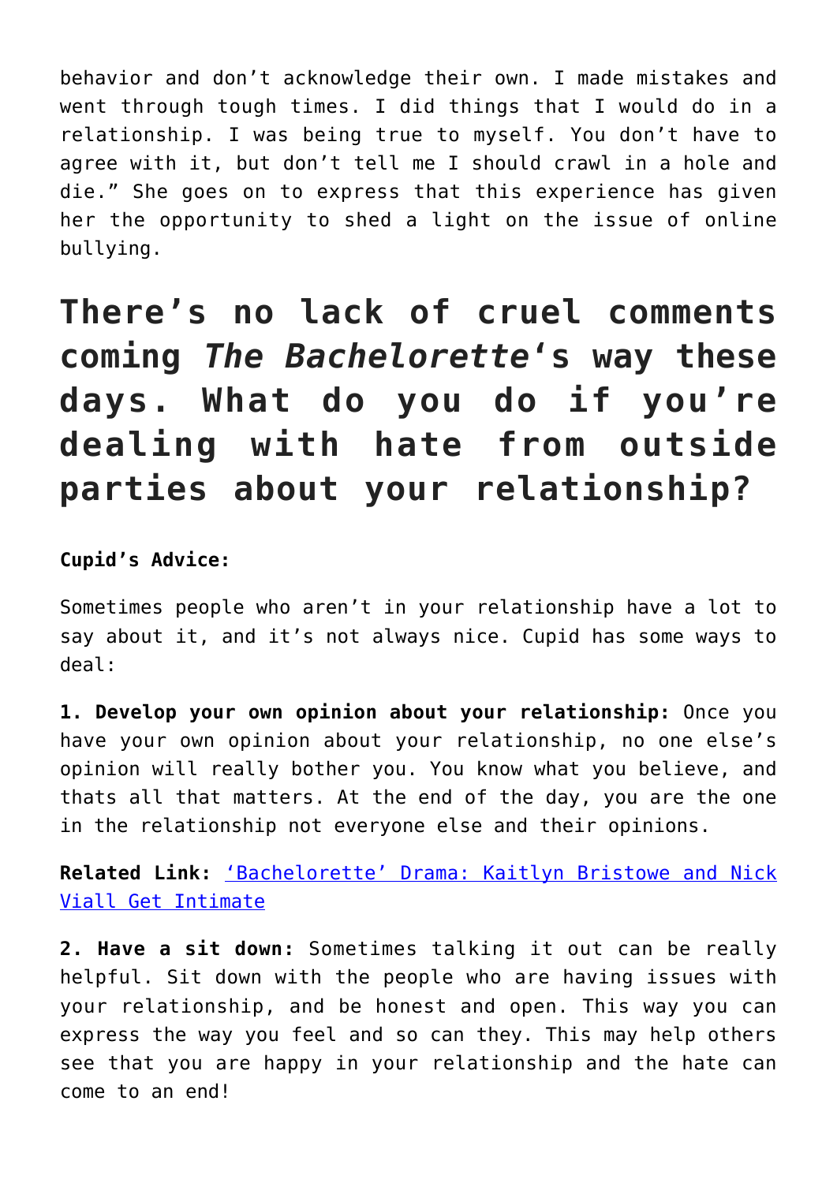behavior and don't acknowledge their own. I made mistakes and went through tough times. I did things that I would do in a relationship. I was being true to myself. You don't have to agree with it, but don't tell me I should crawl in a hole and die." She goes on to express that this experience has given her the opportunity to shed a light on the issue of online bullying.

## There's no lack of cruel comments coming *The Bachelorette*'s way these days. What do you do if you're dealing with hate from outside parties about your relationship?

**Cupid's Advice:**

Sometimes people who aren't in your relationship have a lot to say about it, and it's not always nice. Cupid has some ways to deal:

**1. Develop your own opinion about your relationship:** Once you have your own opinion about your relationship, no one else's opinion will really bother you. You know what you believe, and thats all that matters. At the end of the day, you are the one in the relationship not everyone else and their opinions.

**Related Link:** 'Bachelorette' Drama: Kaitlyn Bristowe and Nick Viall Get Intimate

**2. Have a sit down:** Sometimes talking it out can be really helpful. Sit down with the people who are having issues with your relationship, and be honest and open. This way you can express the way you feel and so can they. This may help others see that you are happy in your relationship and the hate can come to an end!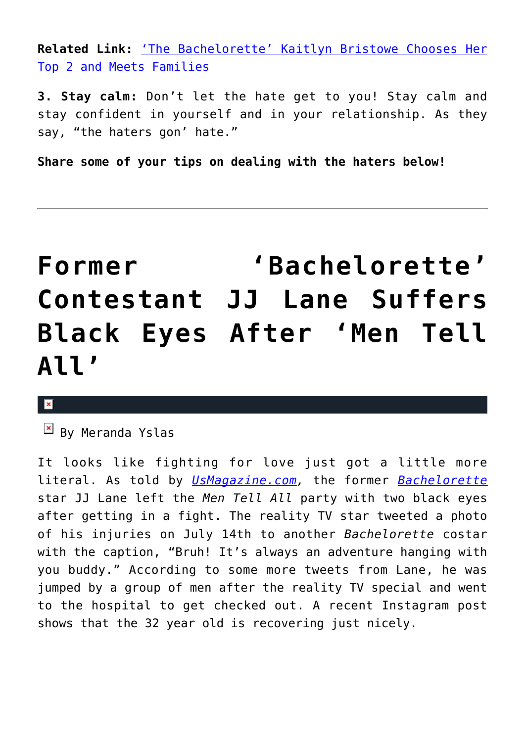**Related Link:** ['The Bachelorette' Kaitlyn Bristowe Chooses Her Top 2 and Meets Families]()

**3. Stay calm:** Don't let the hate get to you! Stay calm and stay confident in yourself and in your relationship. As they say, "the haters gon' hate."

**Share some of your tips on dealing with the haters below!**

---

# Former 'Bachelorette' Contestant JJ Lane Suffers Black Eyes After 'Men Tell All'

By Meranda Yslas

It looks like fighting for love just got a little more literal. As told by *[UsMagazine.com]()*, the former *[Bachelorette]()* star JJ Lane left the *Men Tell All* party with two black eyes after getting in a fight. The reality TV star tweeted a photo of his injuries on July 14th to another *Bachelorette* costar with the caption, "Bruh! It's always an adventure hanging with you buddy." According to some more tweets from Lane, he was jumped by a group of men after the reality TV special and went to the hospital to get checked out. A recent Instagram post shows that the 32 year old is recovering just nicely.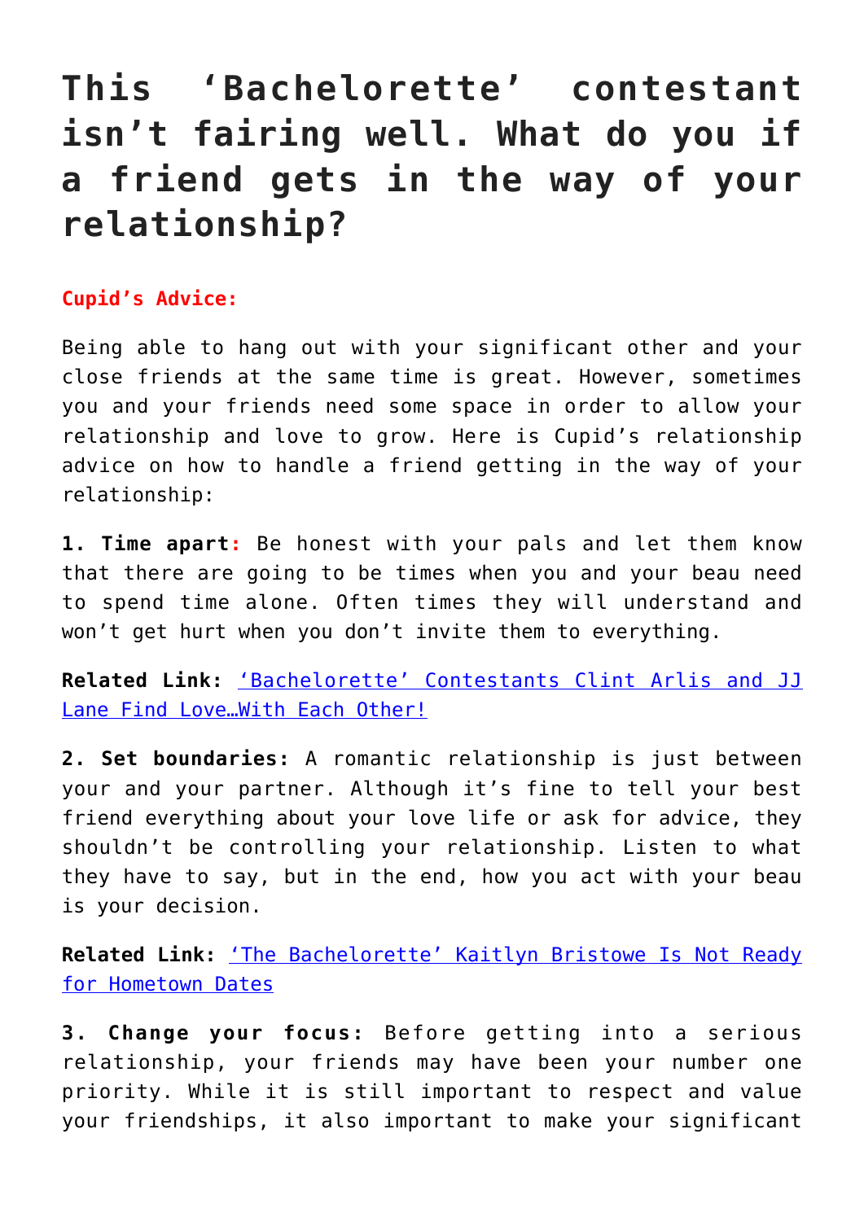# This 'Bachelorette' contestant isn't fairing well. What do you if a friend gets in the way of your relationship?

**Cupid's Advice:**

Being able to hang out with your significant other and your close friends at the same time is great. However, sometimes you and your friends need some space in order to allow your relationship and love to grow. Here is Cupid's relationship advice on how to handle a friend getting in the way of your relationship:

**1. Time apart:** Be honest with your pals and let them know that there are going to be times when you and your beau need to spend time alone. Often times they will understand and won't get hurt when you don't invite them to everything.

**Related Link:** 'Bachelorette' Contestants Clint Arlis and JJ Lane Find Love…With Each Other!

**2. Set boundaries:** A romantic relationship is just between your and your partner. Although it's fine to tell your best friend everything about your love life or ask for advice, they shouldn't be controlling your relationship. Listen to what they have to say, but in the end, how you act with your beau is your decision.

**Related Link:** 'The Bachelorette' Kaitlyn Bristowe Is Not Ready for Hometown Dates

**3. Change your focus:** Before getting into a serious relationship, your friends may have been your number one priority. While it is still important to respect and value your friendships, it also important to make your significant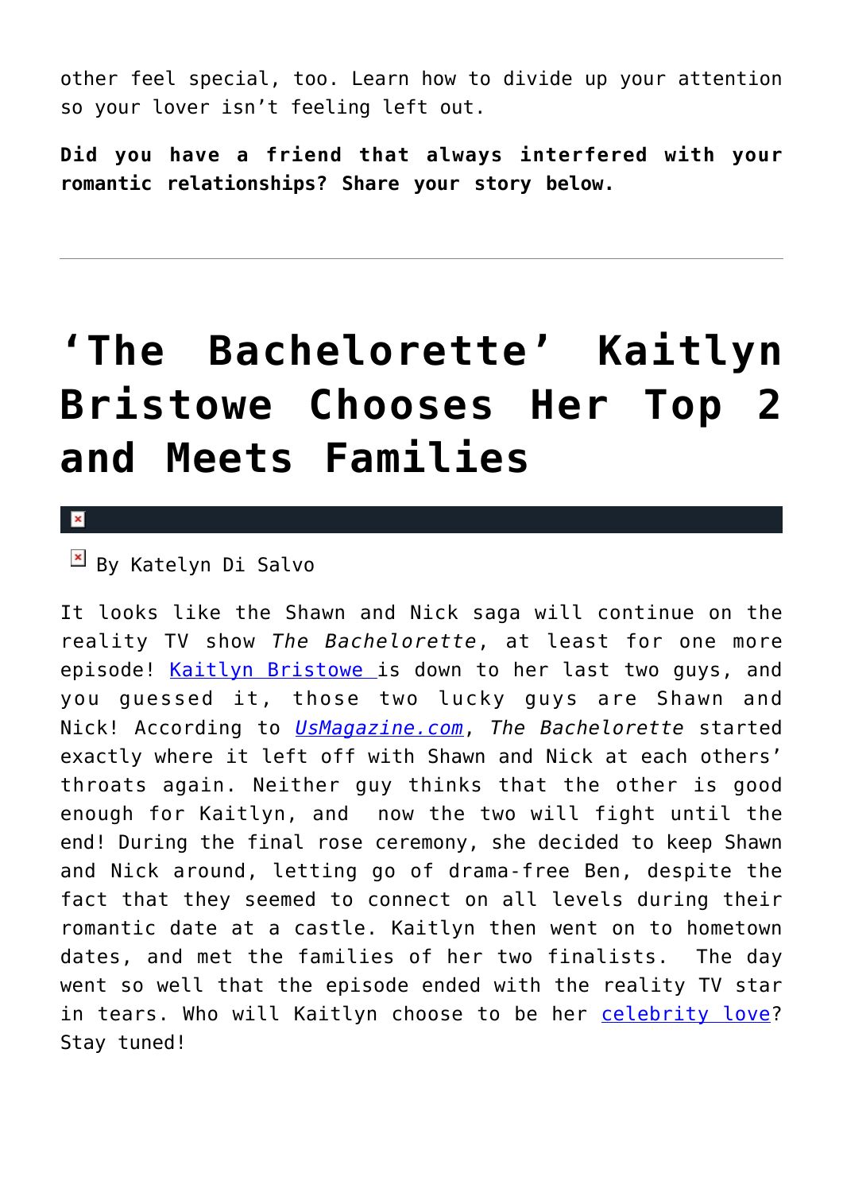other feel special, too. Learn how to divide up your attention so your lover isn't feeling left out.

**Did you have a friend that always interfered with your romantic relationships? Share your story below.**

---

# 'The Bachelorette' Kaitlyn Bristowe Chooses Her Top 2 and Meets Families

By Katelyn Di Salvo

It looks like the Shawn and Nick saga will continue on the reality TV show *The Bachelorette*, at least for one more episode! Kaitlyn Bristowe is down to her last two guys, and you guessed it, those two lucky guys are Shawn and Nick! According to *UsMagazine.com*, *The Bachelorette* started exactly where it left off with Shawn and Nick at each others' throats again. Neither guy thinks that the other is good enough for Kaitlyn, and now the two will fight until the end! During the final rose ceremony, she decided to keep Shawn and Nick around, letting go of drama-free Ben, despite the fact that they seemed to connect on all levels during their romantic date at a castle. Kaitlyn then went on to hometown dates, and met the families of her two finalists. The day went so well that the episode ended with the reality TV star in tears. Who will Kaitlyn choose to be her celebrity love? Stay tuned!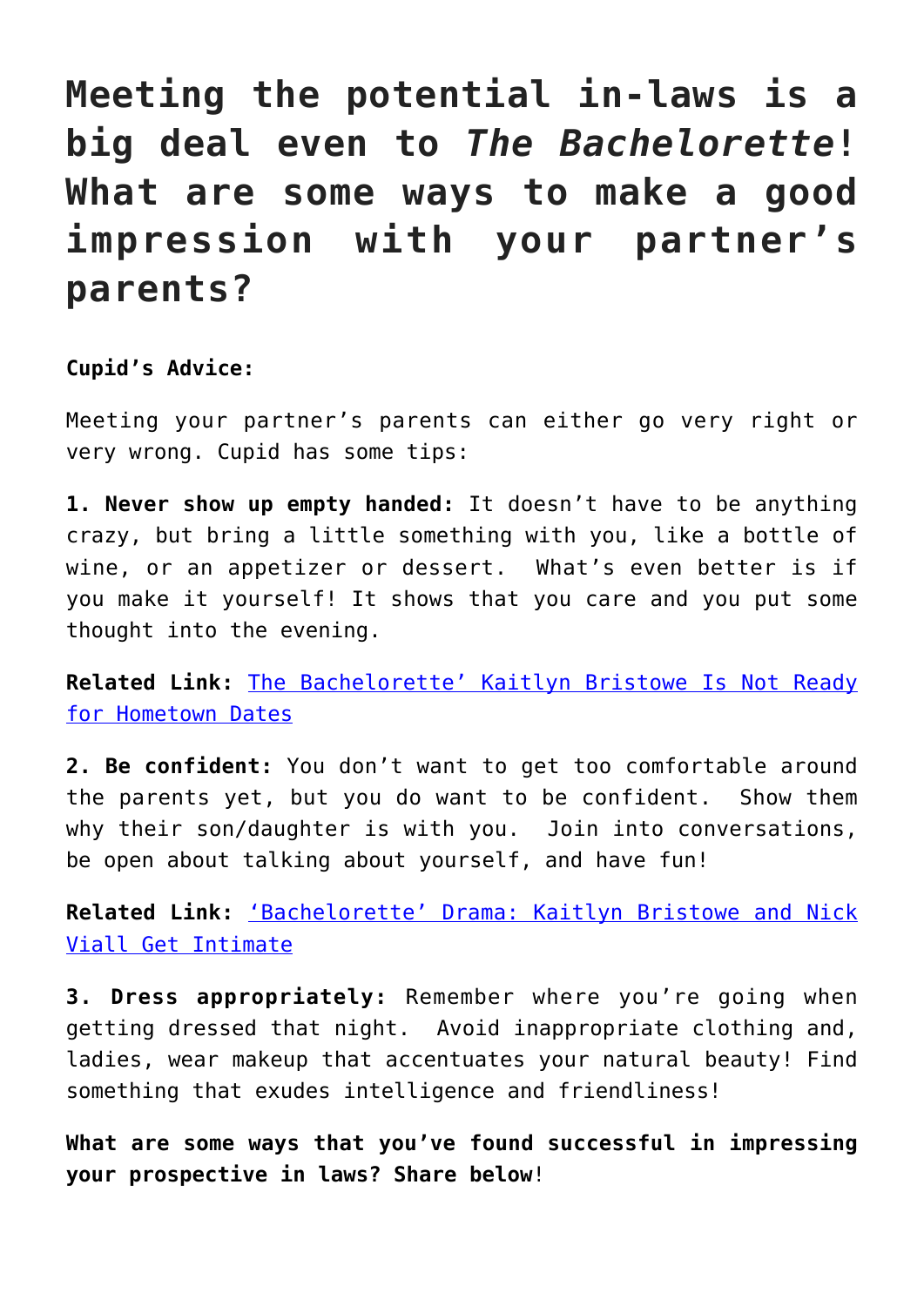# Meeting the potential in-laws is a big deal even to *The Bachelorette*! What are some ways to make a good impression with your partner's parents?

**Cupid's Advice:**

Meeting your partner's parents can either go very right or very wrong. Cupid has some tips:

**1. Never show up empty handed:** It doesn't have to be anything crazy, but bring a little something with you, like a bottle of wine, or an appetizer or dessert. What's even better is if you make it yourself! It shows that you care and you put some thought into the evening.

**Related Link:** [The Bachelorette' Kaitlyn Bristowe Is Not Ready for Hometown Dates]()

**2. Be confident:** You don't want to get too comfortable around the parents yet, but you do want to be confident. Show them why their son/daughter is with you. Join into conversations, be open about talking about yourself, and have fun!

**Related Link:** ['Bachelorette' Drama: Kaitlyn Bristowe and Nick Viall Get Intimate]()

**3. Dress appropriately:** Remember where you're going when getting dressed that night. Avoid inappropriate clothing and, ladies, wear makeup that accentuates your natural beauty! Find something that exudes intelligence and friendliness!

**What are some ways that you've found successful in impressing your prospective in laws? Share below**!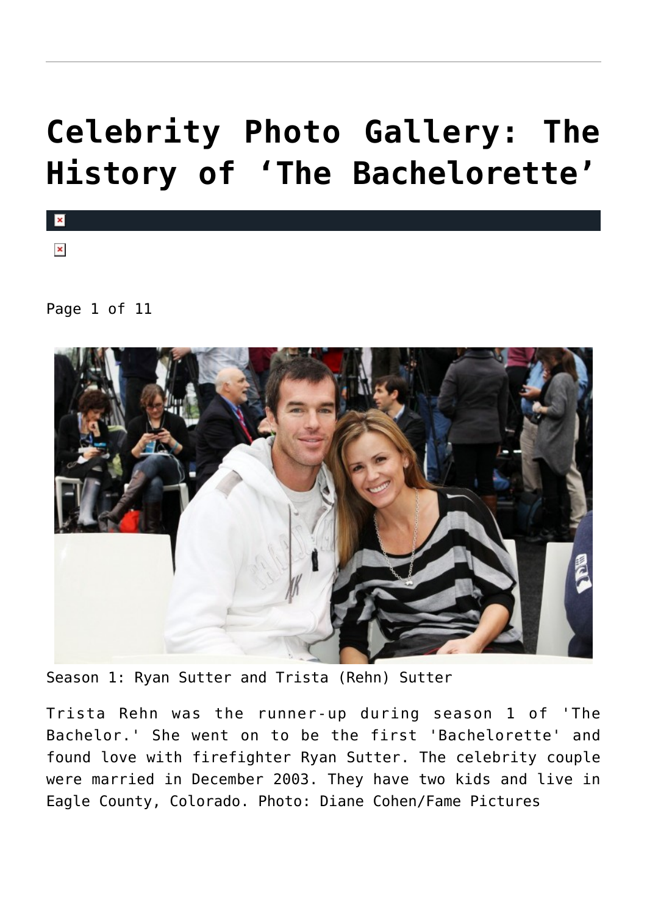# Celebrity Photo Gallery: The History of 'The Bachelorette'

Page 1 of 11

Season 1: Ryan Sutter and Trista (Rehn) Sutter

Trista Rehn was the runner-up during season 1 of 'The Bachelor.' She went on to be the first 'Bachelorette' and found love with firefighter Ryan Sutter. The celebrity couple were married in December 2003. They have two kids and live in Eagle County, Colorado. Photo: Diane Cohen/Fame Pictures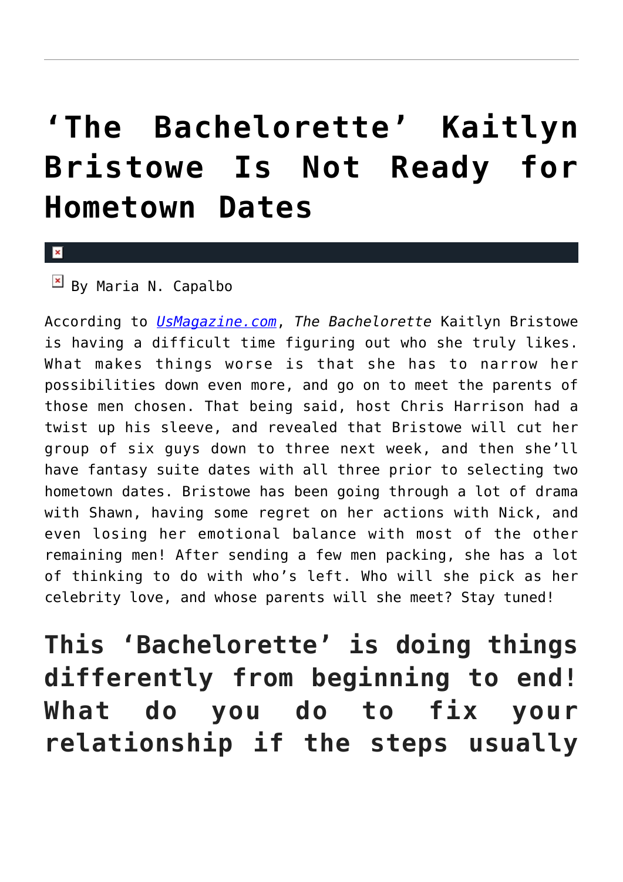# 'The Bachelorette' Kaitlyn Bristowe Is Not Ready for Hometown Dates

By Maria N. Capalbo

According to [UsMagazine.com](UsMagazine.com), *The Bachelorette* Kaitlyn Bristowe is having a difficult time figuring out who she truly likes. What makes things worse is that she has to narrow her possibilities down even more, and go on to meet the parents of those men chosen. That being said, host Chris Harrison had a twist up his sleeve, and revealed that Bristowe will cut her group of six guys down to three next week, and then she'll have fantasy suite dates with all three prior to selecting two hometown dates. Bristowe has been going through a lot of drama with Shawn, having some regret on her actions with Nick, and even losing her emotional balance with most of the other remaining men! After sending a few men packing, she has a lot of thinking to do with who's left. Who will she pick as her celebrity love, and whose parents will she meet? Stay tuned!

## This 'Bachelorette' is doing things differently from beginning to end! What do you do to fix your relationship if the steps usually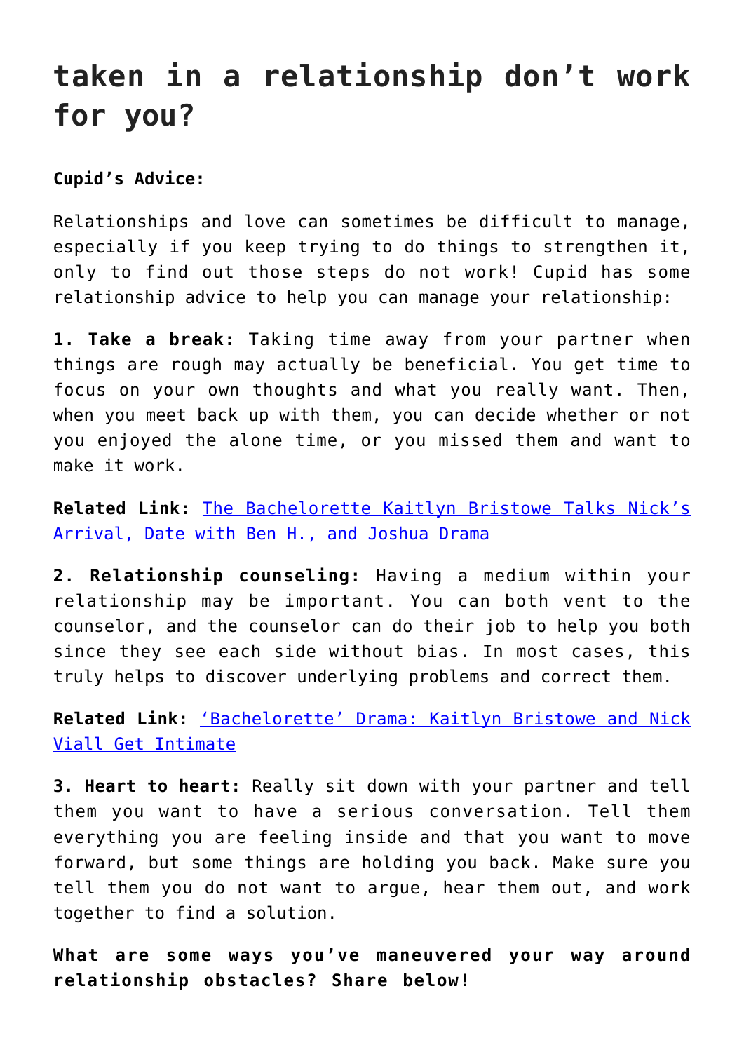## taken in a relationship don't work for you?

**Cupid's Advice:**

Relationships and love can sometimes be difficult to manage, especially if you keep trying to do things to strengthen it, only to find out those steps do not work! Cupid has some relationship advice to help you can manage your relationship:

**1. Take a break:** Taking time away from your partner when things are rough may actually be beneficial. You get time to focus on your own thoughts and what you really want. Then, when you meet back up with them, you can decide whether or not you enjoyed the alone time, or you missed them and want to make it work.

**Related Link:** The Bachelorette Kaitlyn Bristowe Talks Nick's Arrival, Date with Ben H., and Joshua Drama

**2. Relationship counseling:** Having a medium within your relationship may be important. You can both vent to the counselor, and the counselor can do their job to help you both since they see each side without bias. In most cases, this truly helps to discover underlying problems and correct them.

**Related Link:** 'Bachelorette' Drama: Kaitlyn Bristowe and Nick Viall Get Intimate

**3. Heart to heart:** Really sit down with your partner and tell them you want to have a serious conversation. Tell them everything you are feeling inside and that you want to move forward, but some things are holding you back. Make sure you tell them you do not want to argue, hear them out, and work together to find a solution.

**What are some ways you've maneuvered your way around relationship obstacles? Share below!**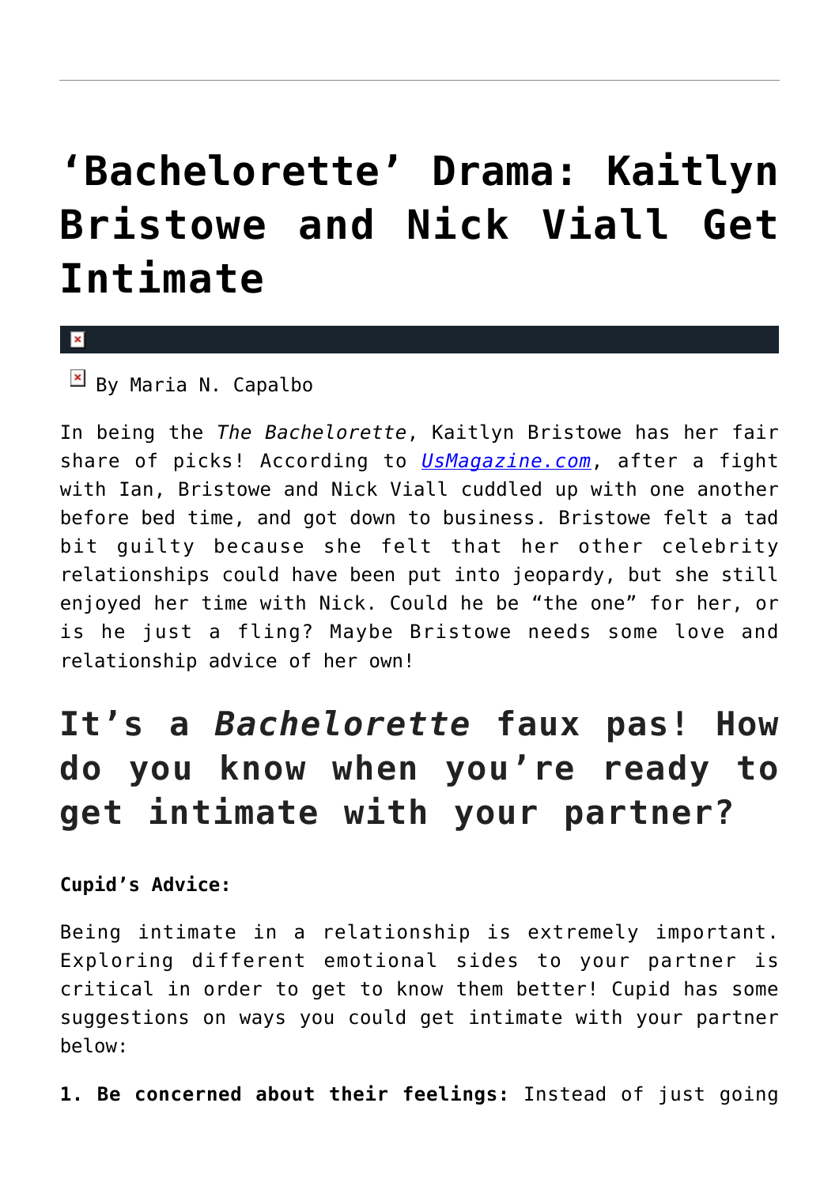# ‘Bachelorette’ Drama: Kaitlyn Bristowe and Nick Viall Get Intimate

By Maria N. Capalbo

In being the *The Bachelorette*, Kaitlyn Bristowe has her fair share of picks! According to [UsMagazine.com](UsMagazine.com), after a fight with Ian, Bristowe and Nick Viall cuddled up with one another before bed time, and got down to business. Bristowe felt a tad bit guilty because she felt that her other celebrity relationships could have been put into jeopardy, but she still enjoyed her time with Nick. Could he be “the one” for her, or is he just a fling? Maybe Bristowe needs some love and relationship advice of her own!

## It’s a *Bachelorette* faux pas! How do you know when you’re ready to get intimate with your partner?

**Cupid’s Advice:**

Being intimate in a relationship is extremely important. Exploring different emotional sides to your partner is critical in order to get to know them better! Cupid has some suggestions on ways you could get intimate with your partner below:

**1. Be concerned about their feelings:** Instead of just going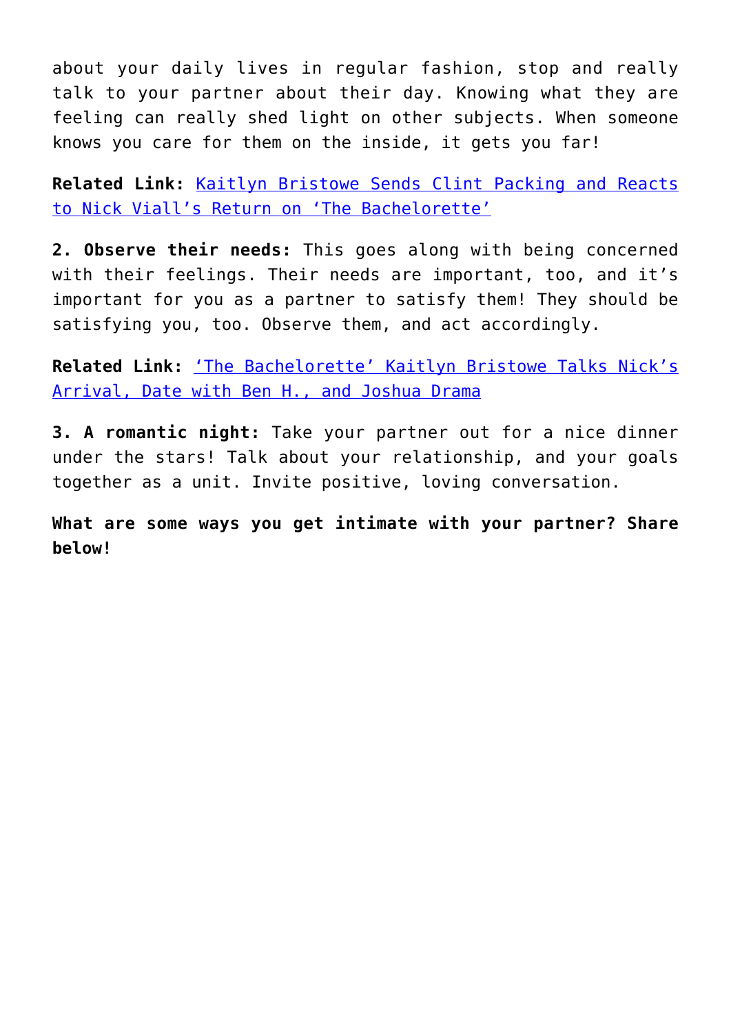about your daily lives in regular fashion, stop and really talk to your partner about their day. Knowing what they are feeling can really shed light on other subjects. When someone knows you care for them on the inside, it gets you far!

**Related Link:** Kaitlyn Bristowe Sends Clint Packing and Reacts to Nick Viall's Return on 'The Bachelorette'

**2. Observe their needs:** This goes along with being concerned with their feelings. Their needs are important, too, and it's important for you as a partner to satisfy them! They should be satisfying you, too. Observe them, and act accordingly.

**Related Link:** 'The Bachelorette' Kaitlyn Bristowe Talks Nick's Arrival, Date with Ben H., and Joshua Drama

**3. A romantic night:** Take your partner out for a nice dinner under the stars! Talk about your relationship, and your goals together as a unit. Invite positive, loving conversation.

**What are some ways you get intimate with your partner? Share below!**